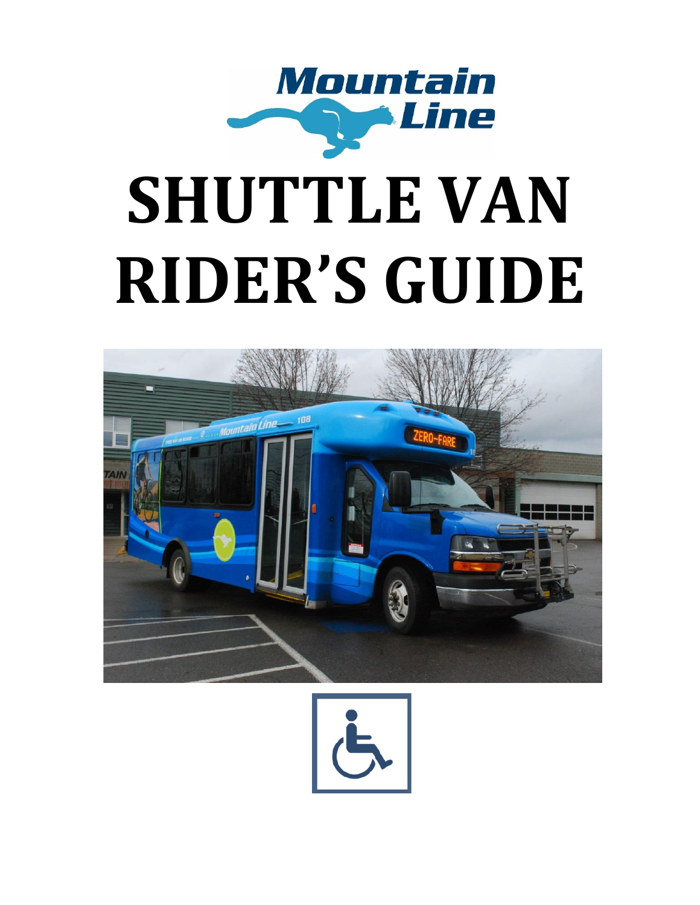# SHUTTLE VAN RIDER'S GUIDE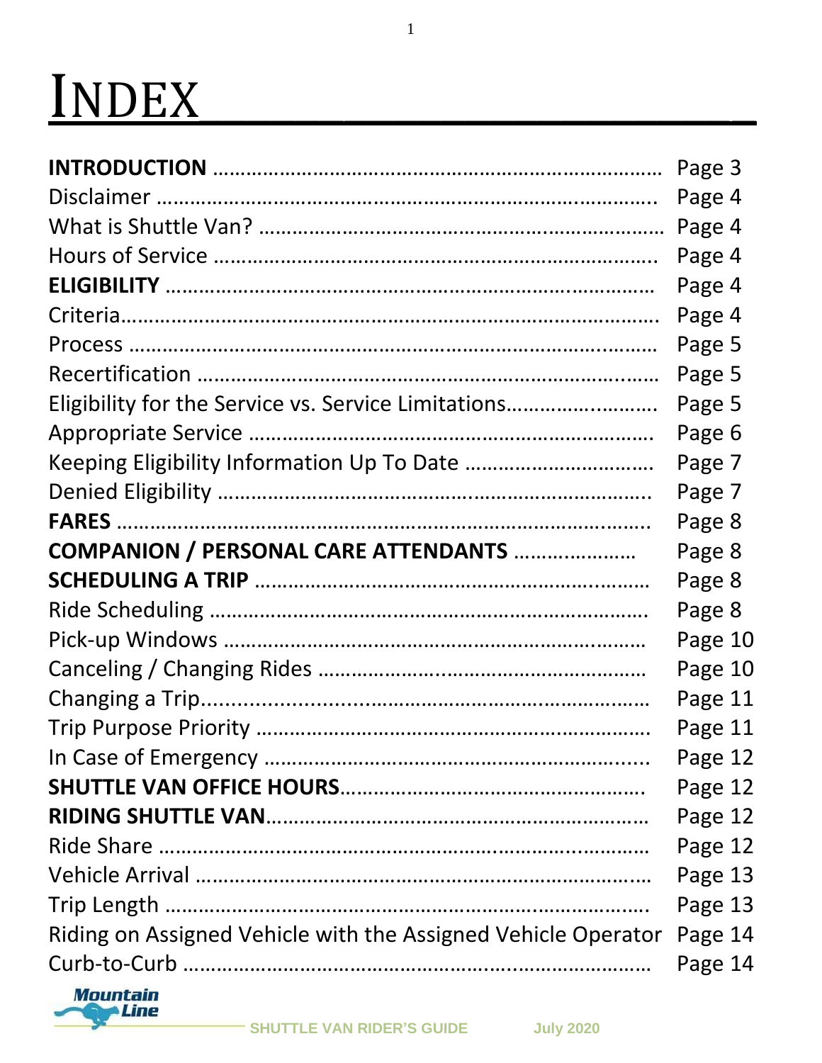# INDEX

| | |
|---|---|
| **INTRODUCTION** | Page 3 |
| Disclaimer | Page 4 |
| What is Shuttle Van? | Page 4 |
| Hours of Service | Page 4 |
| **ELIGIBILITY** | Page 4 |
| Criteria | Page 4 |
| Process | Page 5 |
| Recertification | Page 5 |
| Eligibility for the Service vs. Service Limitations | Page 5 |
| Appropriate Service | Page 6 |
| Keeping Eligibility Information Up To Date | Page 7 |
| Denied Eligibility | Page 7 |
| **FARES** | Page 8 |
| **COMPANION / PERSONAL CARE ATTENDANTS** | Page 8 |
| **SCHEDULING A TRIP** | Page 8 |
| Ride Scheduling | Page 8 |
| Pick-up Windows | Page 10 |
| Canceling / Changing Rides | Page 10 |
| Changing a Trip | Page 11 |
| Trip Purpose Priority | Page 11 |
| In Case of Emergency | Page 12 |
| **SHUTTLE VAN OFFICE HOURS** | Page 12 |
| **RIDING SHUTTLE VAN** | Page 12 |
| Ride Share | Page 12 |
| Vehicle Arrival | Page 13 |
| Trip Length | Page 13 |
| Riding on Assigned Vehicle with the Assigned Vehicle Operator | Page 14 |
| Curb-to-Curb | Page 14 |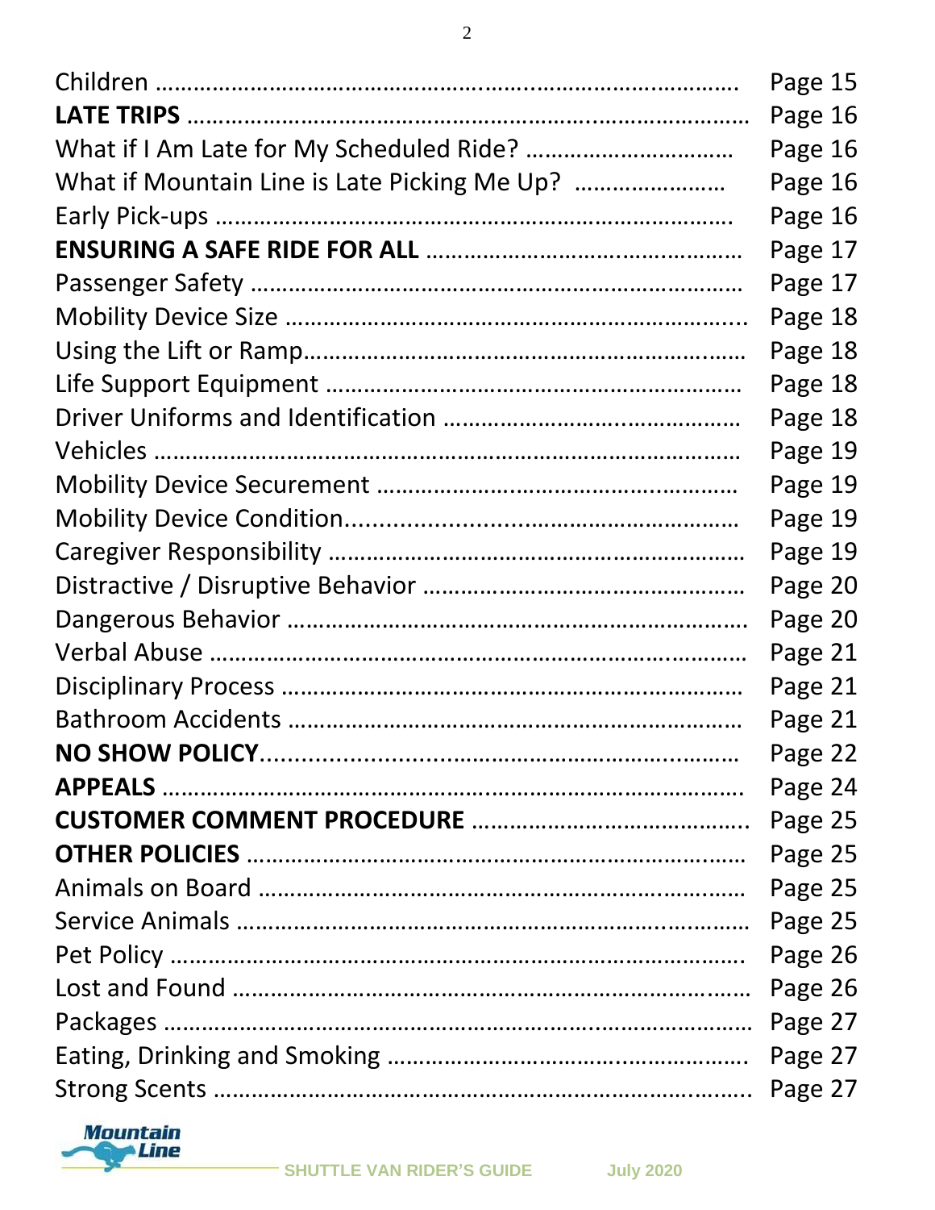| | |
|---|---|
| Children ………………………………………………………………… | Page 15 |
| **LATE TRIPS** ………………………………………………………………… | Page 16 |
| What if I Am Late for My Scheduled Ride? ……………………………… | Page 16 |
| What if Mountain Line is Late Picking Me Up? …………………… | Page 16 |
| Early Pick-ups ………………………………………………………………… | Page 16 |
| **ENSURING A SAFE RIDE FOR ALL** ………………………………………… | Page 17 |
| Passenger Safety ………………………………………………………………… | Page 17 |
| Mobility Device Size ………………………………………………………………… | Page 18 |
| Using the Lift or Ramp………………………………………………………… | Page 18 |
| Life Support Equipment ………………………………………………………… | Page 18 |
| Driver Uniforms and Identification ……………………………………… | Page 18 |
| Vehicles ………………………………………………………………… | Page 19 |
| Mobility Device Securement ……………………………………………… | Page 19 |
| Mobility Device Condition…………………………………………………… | Page 19 |
| Caregiver Responsibility ………………………………………………………… | Page 19 |
| Distractive / Disruptive Behavior ……………………………………… | Page 20 |
| Dangerous Behavior ………………………………………………………………… | Page 20 |
| Verbal Abuse ………………………………………………………………… | Page 21 |
| Disciplinary Process ………………………………………………………………… | Page 21 |
| Bathroom Accidents ………………………………………………………………… | Page 21 |
| **NO SHOW POLICY**………………………………………………………… | Page 22 |
| **APPEALS** ………………………………………………………………… | Page 24 |
| **CUSTOMER COMMENT PROCEDURE** ……………………………………… | Page 25 |
| **OTHER POLICIES** ………………………………………………………………… | Page 25 |
| Animals on Board ………………………………………………………………… | Page 25 |
| Service Animals ………………………………………………………………… | Page 25 |
| Pet Policy ………………………………………………………………… | Page 26 |
| Lost and Found ………………………………………………………………… | Page 26 |
| Packages ………………………………………………………………… | Page 27 |
| Eating, Drinking and Smoking ……………………………………………… | Page 27 |
| Strong Scents ………………………………………………………………… | Page 27 |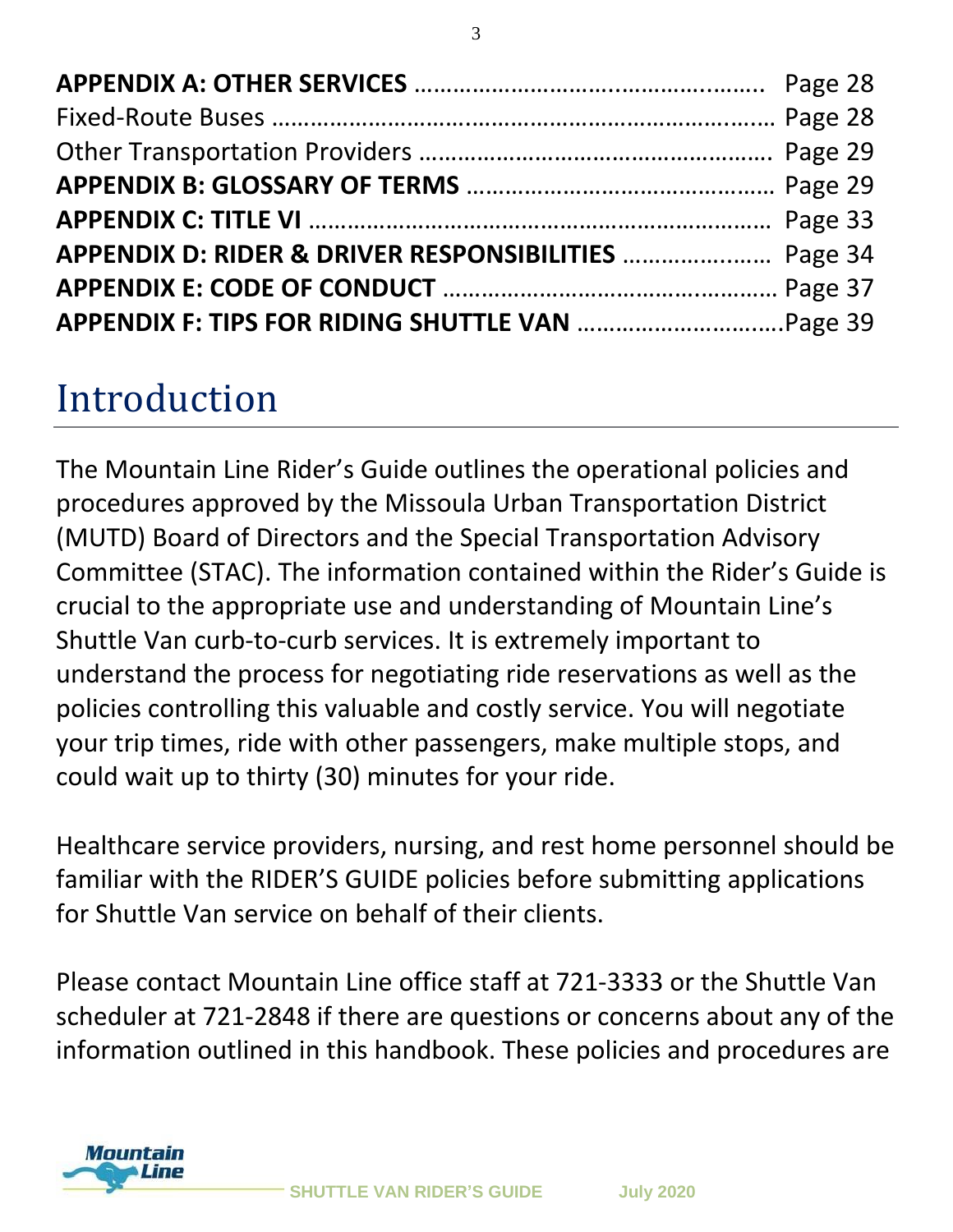**APPENDIX A: OTHER SERVICES** …………………………………………… Page 28
Fixed-Route Buses ……………………………………………………………… Page 28
Other Transportation Providers ……………………………………………. Page 29
**APPENDIX B: GLOSSARY OF TERMS** ……………………………………… Page 29
**APPENDIX C: TITLE VI** …………………………………………………………. Page 33
**APPENDIX D: RIDER & DRIVER RESPONSIBILITIES** …………………. Page 34
**APPENDIX E: CODE OF CONDUCT** …………………………………………… Page 37
**APPENDIX F: TIPS FOR RIDING SHUTTLE VAN** ………………………….Page 39

# Introduction

The Mountain Line Rider's Guide outlines the operational policies and procedures approved by the Missoula Urban Transportation District (MUTD) Board of Directors and the Special Transportation Advisory Committee (STAC). The information contained within the Rider's Guide is crucial to the appropriate use and understanding of Mountain Line's Shuttle Van curb-to-curb services. It is extremely important to understand the process for negotiating ride reservations as well as the policies controlling this valuable and costly service. You will negotiate your trip times, ride with other passengers, make multiple stops, and could wait up to thirty (30) minutes for your ride.

Healthcare service providers, nursing, and rest home personnel should be familiar with the RIDER'S GUIDE policies before submitting applications for Shuttle Van service on behalf of their clients.

Please contact Mountain Line office staff at 721-3333 or the Shuttle Van scheduler at 721-2848 if there are questions or concerns about any of the information outlined in this handbook. These policies and procedures are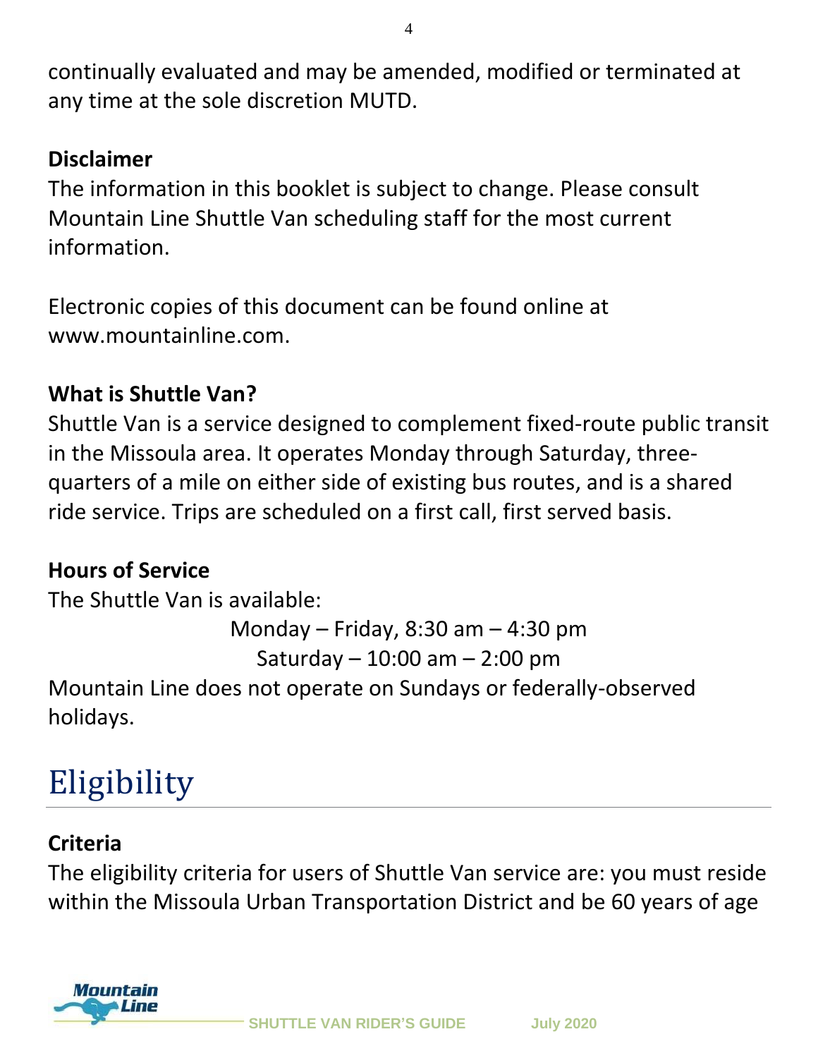continually evaluated and may be amended, modified or terminated at any time at the sole discretion MUTD.

### Disclaimer

The information in this booklet is subject to change. Please consult Mountain Line Shuttle Van scheduling staff for the most current information.

Electronic copies of this document can be found online at www.mountainline.com.

### What is Shuttle Van?

Shuttle Van is a service designed to complement fixed-route public transit in the Missoula area. It operates Monday through Saturday, three-quarters of a mile on either side of existing bus routes, and is a shared ride service. Trips are scheduled on a first call, first served basis.

### Hours of Service

The Shuttle Van is available:

Monday – Friday, 8:30 am – 4:30 pm
Saturday – 10:00 am – 2:00 pm

Mountain Line does not operate on Sundays or federally-observed holidays.

# Eligibility

### Criteria

The eligibility criteria for users of Shuttle Van service are: you must reside within the Missoula Urban Transportation District and be 60 years of age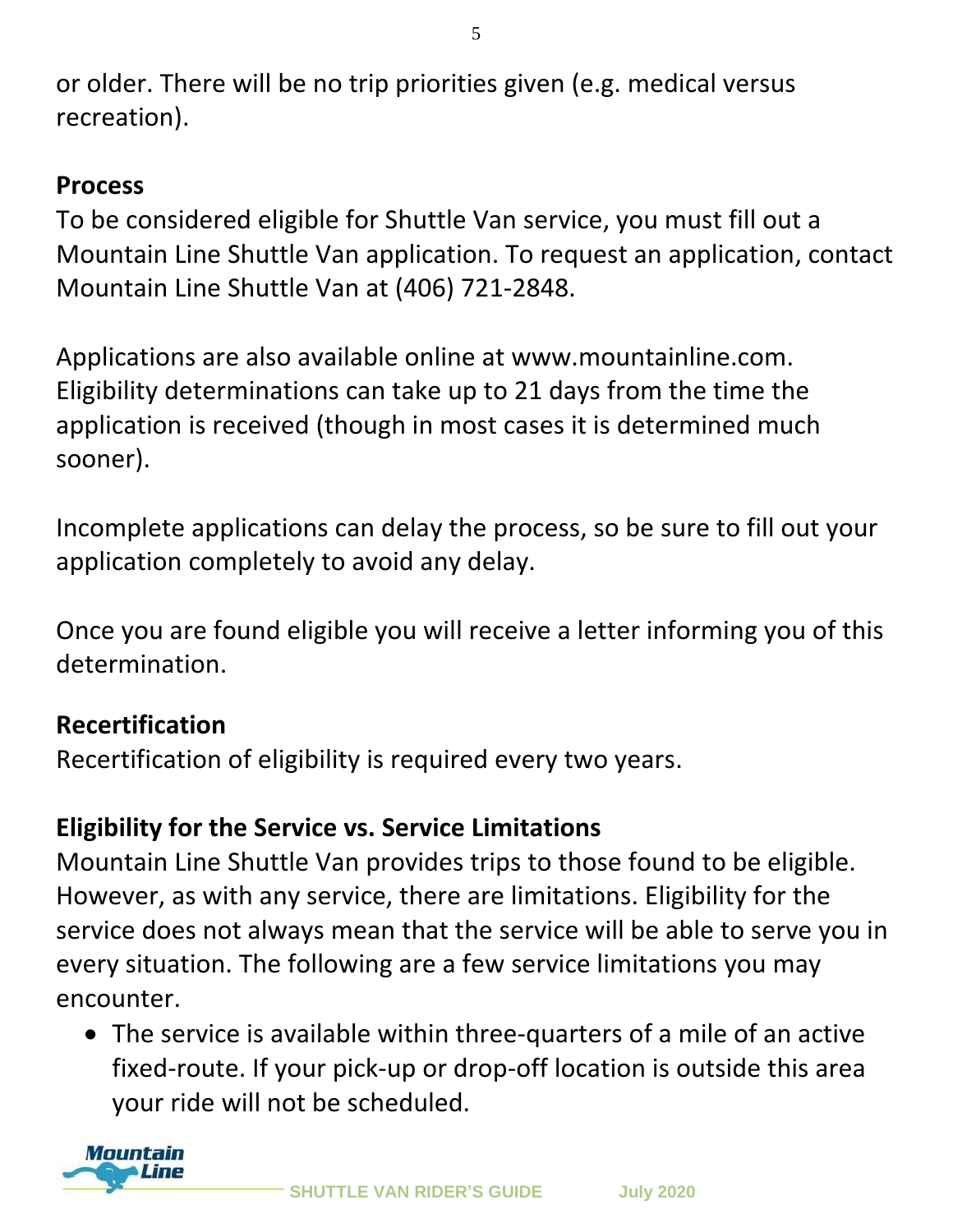or older. There will be no trip priorities given (e.g. medical versus recreation).

**Process**

To be considered eligible for Shuttle Van service, you must fill out a Mountain Line Shuttle Van application. To request an application, contact Mountain Line Shuttle Van at (406) 721-2848.

Applications are also available online at www.mountainline.com. Eligibility determinations can take up to 21 days from the time the application is received (though in most cases it is determined much sooner).

Incomplete applications can delay the process, so be sure to fill out your application completely to avoid any delay.

Once you are found eligible you will receive a letter informing you of this determination.

**Recertification**

Recertification of eligibility is required every two years.

**Eligibility for the Service vs. Service Limitations**

Mountain Line Shuttle Van provides trips to those found to be eligible. However, as with any service, there are limitations. Eligibility for the service does not always mean that the service will be able to serve you in every situation. The following are a few service limitations you may encounter.

- The service is available within three-quarters of a mile of an active fixed-route. If your pick-up or drop-off location is outside this area your ride will not be scheduled.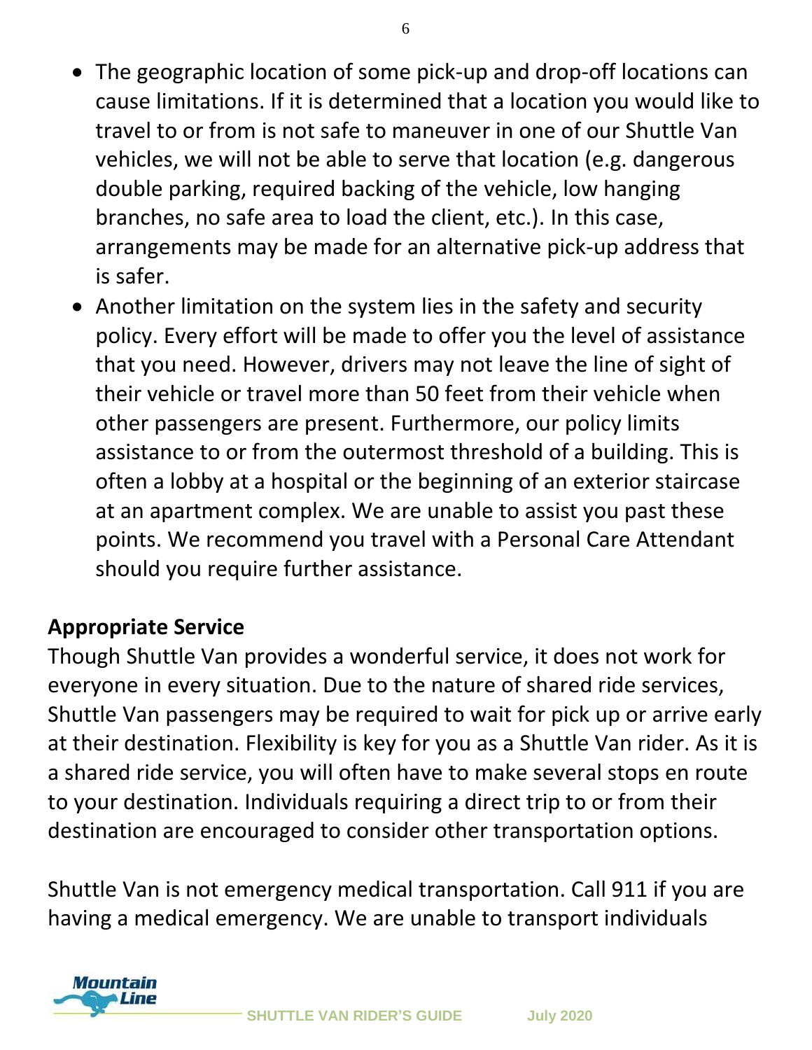- The geographic location of some pick-up and drop-off locations can cause limitations. If it is determined that a location you would like to travel to or from is not safe to maneuver in one of our Shuttle Van vehicles, we will not be able to serve that location (e.g. dangerous double parking, required backing of the vehicle, low hanging branches, no safe area to load the client, etc.). In this case, arrangements may be made for an alternative pick-up address that is safer.
- Another limitation on the system lies in the safety and security policy. Every effort will be made to offer you the level of assistance that you need. However, drivers may not leave the line of sight of their vehicle or travel more than 50 feet from their vehicle when other passengers are present. Furthermore, our policy limits assistance to or from the outermost threshold of a building. This is often a lobby at a hospital or the beginning of an exterior staircase at an apartment complex. We are unable to assist you past these points. We recommend you travel with a Personal Care Attendant should you require further assistance.

**Appropriate Service**

Though Shuttle Van provides a wonderful service, it does not work for everyone in every situation. Due to the nature of shared ride services, Shuttle Van passengers may be required to wait for pick up or arrive early at their destination. Flexibility is key for you as a Shuttle Van rider. As it is a shared ride service, you will often have to make several stops en route to your destination. Individuals requiring a direct trip to or from their destination are encouraged to consider other transportation options.

Shuttle Van is not emergency medical transportation. Call 911 if you are having a medical emergency. We are unable to transport individuals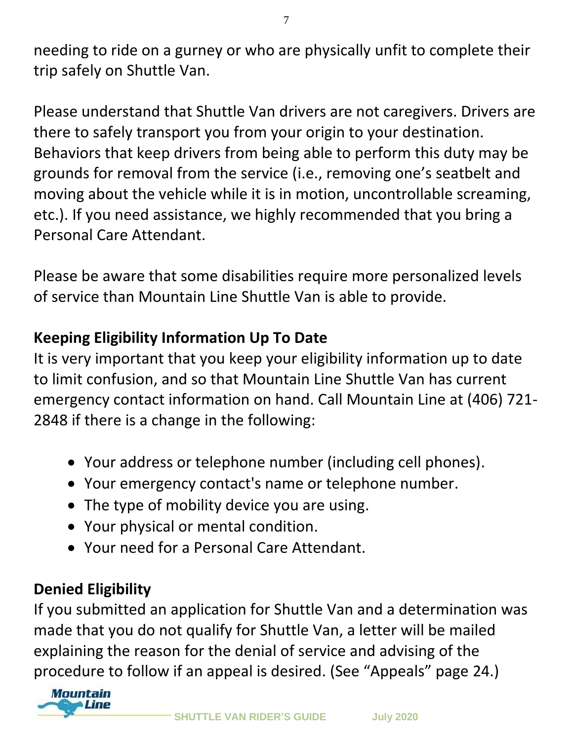needing to ride on a gurney or who are physically unfit to complete their trip safely on Shuttle Van.

Please understand that Shuttle Van drivers are not caregivers. Drivers are there to safely transport you from your origin to your destination. Behaviors that keep drivers from being able to perform this duty may be grounds for removal from the service (i.e., removing one's seatbelt and moving about the vehicle while it is in motion, uncontrollable screaming, etc.). If you need assistance, we highly recommended that you bring a Personal Care Attendant.

Please be aware that some disabilities require more personalized levels of service than Mountain Line Shuttle Van is able to provide.

## Keeping Eligibility Information Up To Date

It is very important that you keep your eligibility information up to date to limit confusion, and so that Mountain Line Shuttle Van has current emergency contact information on hand. Call Mountain Line at (406) 721-2848 if there is a change in the following:

- Your address or telephone number (including cell phones).
- Your emergency contact's name or telephone number.
- The type of mobility device you are using.
- Your physical or mental condition.
- Your need for a Personal Care Attendant.

## Denied Eligibility

If you submitted an application for Shuttle Van and a determination was made that you do not qualify for Shuttle Van, a letter will be mailed explaining the reason for the denial of service and advising of the procedure to follow if an appeal is desired. (See "Appeals" page 24.)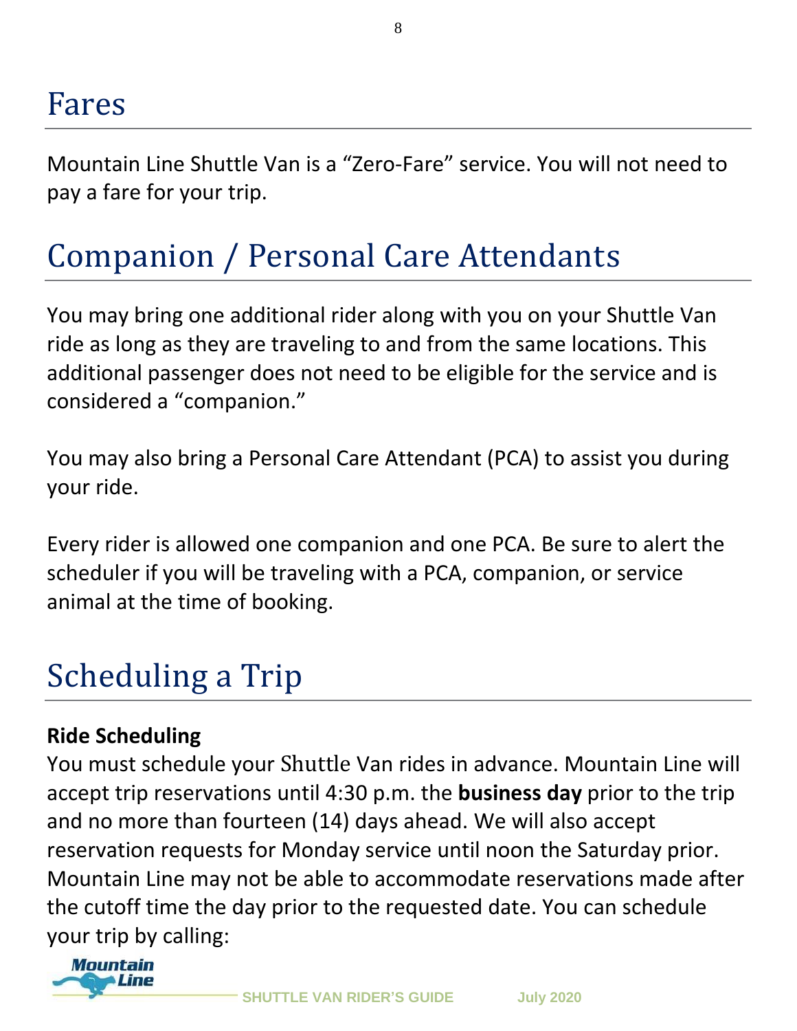# Fares

Mountain Line Shuttle Van is a “Zero-Fare” service. You will not need to pay a fare for your trip.

# Companion / Personal Care Attendants

You may bring one additional rider along with you on your Shuttle Van ride as long as they are traveling to and from the same locations. This additional passenger does not need to be eligible for the service and is considered a “companion.”

You may also bring a Personal Care Attendant (PCA) to assist you during your ride.

Every rider is allowed one companion and one PCA. Be sure to alert the scheduler if you will be traveling with a PCA, companion, or service animal at the time of booking.

# Scheduling a Trip

**Ride Scheduling**

You must schedule your Shuttle Van rides in advance. Mountain Line will accept trip reservations until 4:30 p.m. the **business day** prior to the trip and no more than fourteen (14) days ahead. We will also accept reservation requests for Monday service until noon the Saturday prior. Mountain Line may not be able to accommodate reservations made after the cutoff time the day prior to the requested date. You can schedule your trip by calling: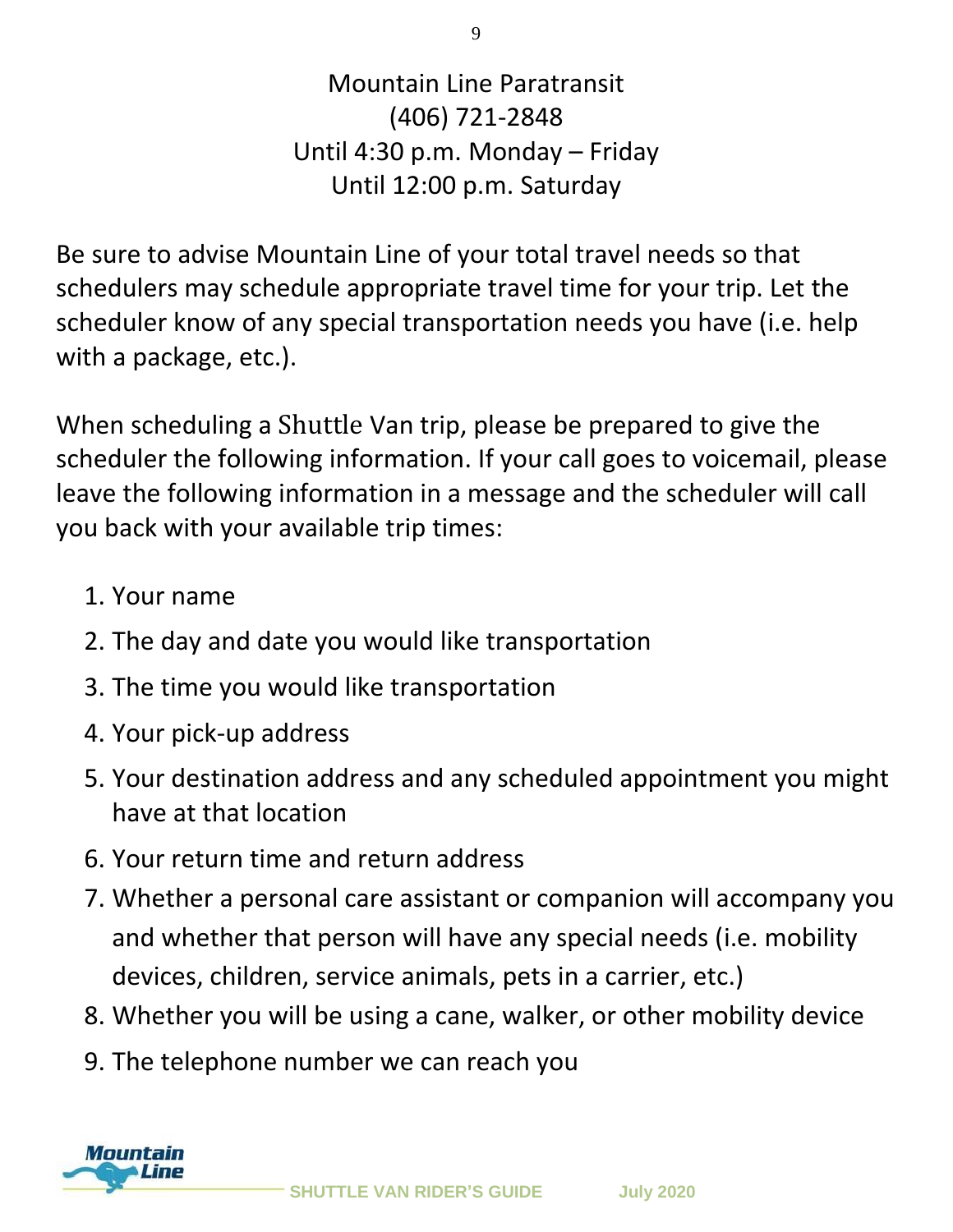Mountain Line Paratransit
(406) 721-2848
Until 4:30 p.m. Monday – Friday
Until 12:00 p.m. Saturday

Be sure to advise Mountain Line of your total travel needs so that schedulers may schedule appropriate travel time for your trip. Let the scheduler know of any special transportation needs you have (i.e. help with a package, etc.).

When scheduling a Shuttle Van trip, please be prepared to give the scheduler the following information. If your call goes to voicemail, please leave the following information in a message and the scheduler will call you back with your available trip times:

1. Your name
2. The day and date you would like transportation
3. The time you would like transportation
4. Your pick-up address
5. Your destination address and any scheduled appointment you might have at that location
6. Your return time and return address
7. Whether a personal care assistant or companion will accompany you and whether that person will have any special needs (i.e. mobility devices, children, service animals, pets in a carrier, etc.)
8. Whether you will be using a cane, walker, or other mobility device
9. The telephone number we can reach you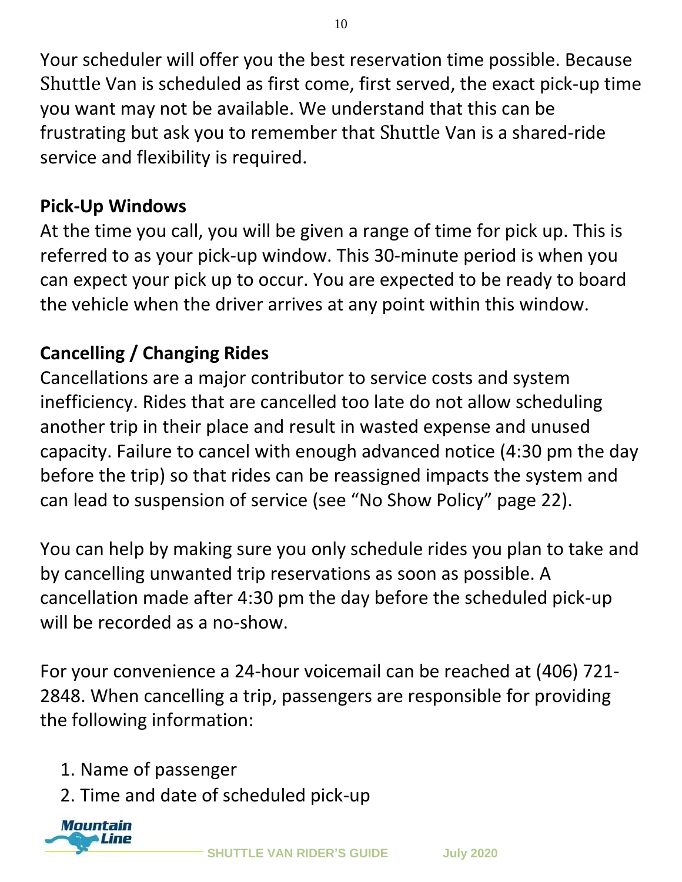Your scheduler will offer you the best reservation time possible. Because Shuttle Van is scheduled as first come, first served, the exact pick-up time you want may not be available. We understand that this can be frustrating but ask you to remember that Shuttle Van is a shared-ride service and flexibility is required.

**Pick-Up Windows**

At the time you call, you will be given a range of time for pick up. This is referred to as your pick-up window. This 30-minute period is when you can expect your pick up to occur. You are expected to be ready to board the vehicle when the driver arrives at any point within this window.

**Cancelling / Changing Rides**

Cancellations are a major contributor to service costs and system inefficiency. Rides that are cancelled too late do not allow scheduling another trip in their place and result in wasted expense and unused capacity. Failure to cancel with enough advanced notice (4:30 pm the day before the trip) so that rides can be reassigned impacts the system and can lead to suspension of service (see "No Show Policy" page 22).

You can help by making sure you only schedule rides you plan to take and by cancelling unwanted trip reservations as soon as possible. A cancellation made after 4:30 pm the day before the scheduled pick-up will be recorded as a no-show.

For your convenience a 24-hour voicemail can be reached at (406) 721-2848. When cancelling a trip, passengers are responsible for providing the following information:

1. Name of passenger
2. Time and date of scheduled pick-up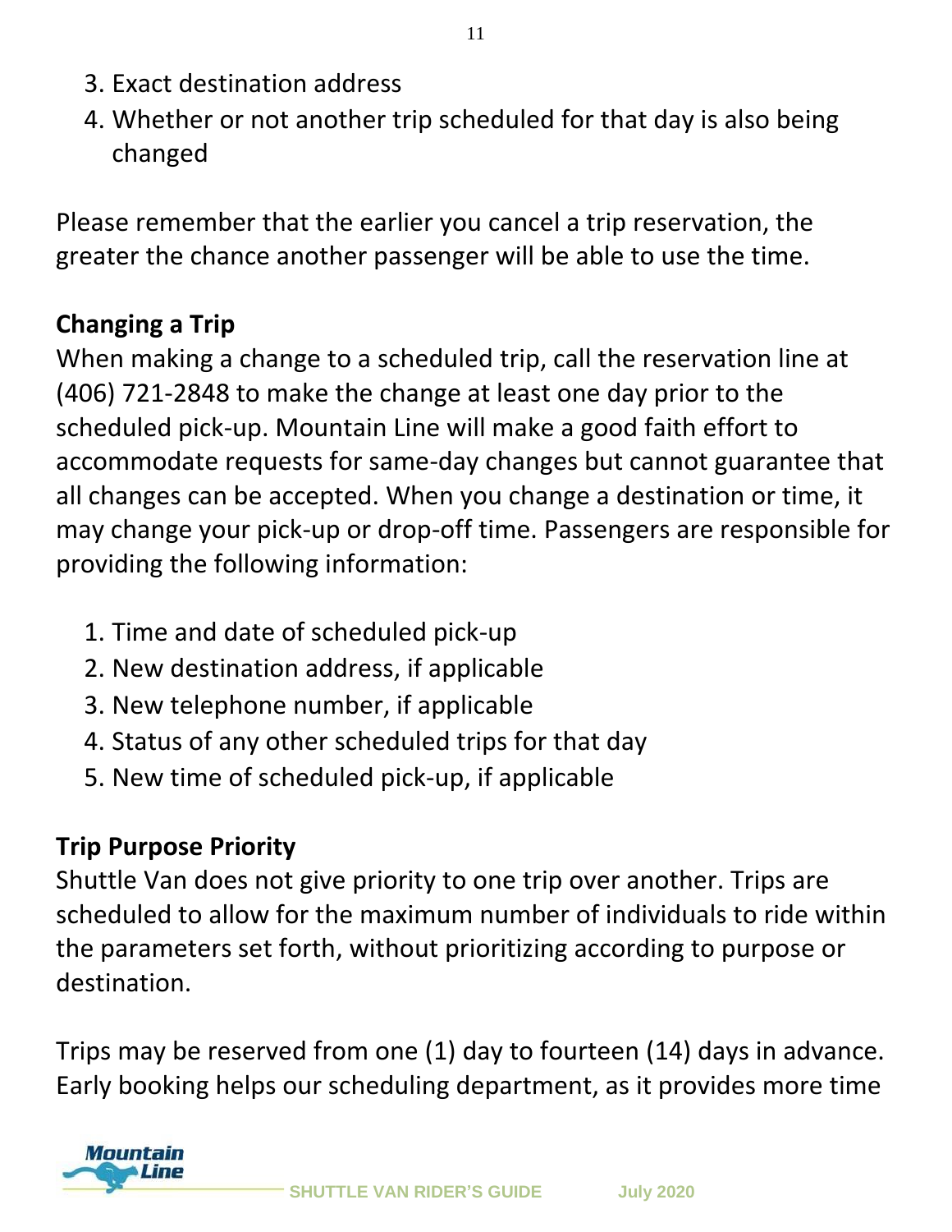3. Exact destination address
4. Whether or not another trip scheduled for that day is also being changed

Please remember that the earlier you cancel a trip reservation, the greater the chance another passenger will be able to use the time.

**Changing a Trip**

When making a change to a scheduled trip, call the reservation line at (406) 721-2848 to make the change at least one day prior to the scheduled pick-up. Mountain Line will make a good faith effort to accommodate requests for same-day changes but cannot guarantee that all changes can be accepted. When you change a destination or time, it may change your pick-up or drop-off time. Passengers are responsible for providing the following information:

1. Time and date of scheduled pick-up
2. New destination address, if applicable
3. New telephone number, if applicable
4. Status of any other scheduled trips for that day
5. New time of scheduled pick-up, if applicable

**Trip Purpose Priority**

Shuttle Van does not give priority to one trip over another. Trips are scheduled to allow for the maximum number of individuals to ride within the parameters set forth, without prioritizing according to purpose or destination.

Trips may be reserved from one (1) day to fourteen (14) days in advance. Early booking helps our scheduling department, as it provides more time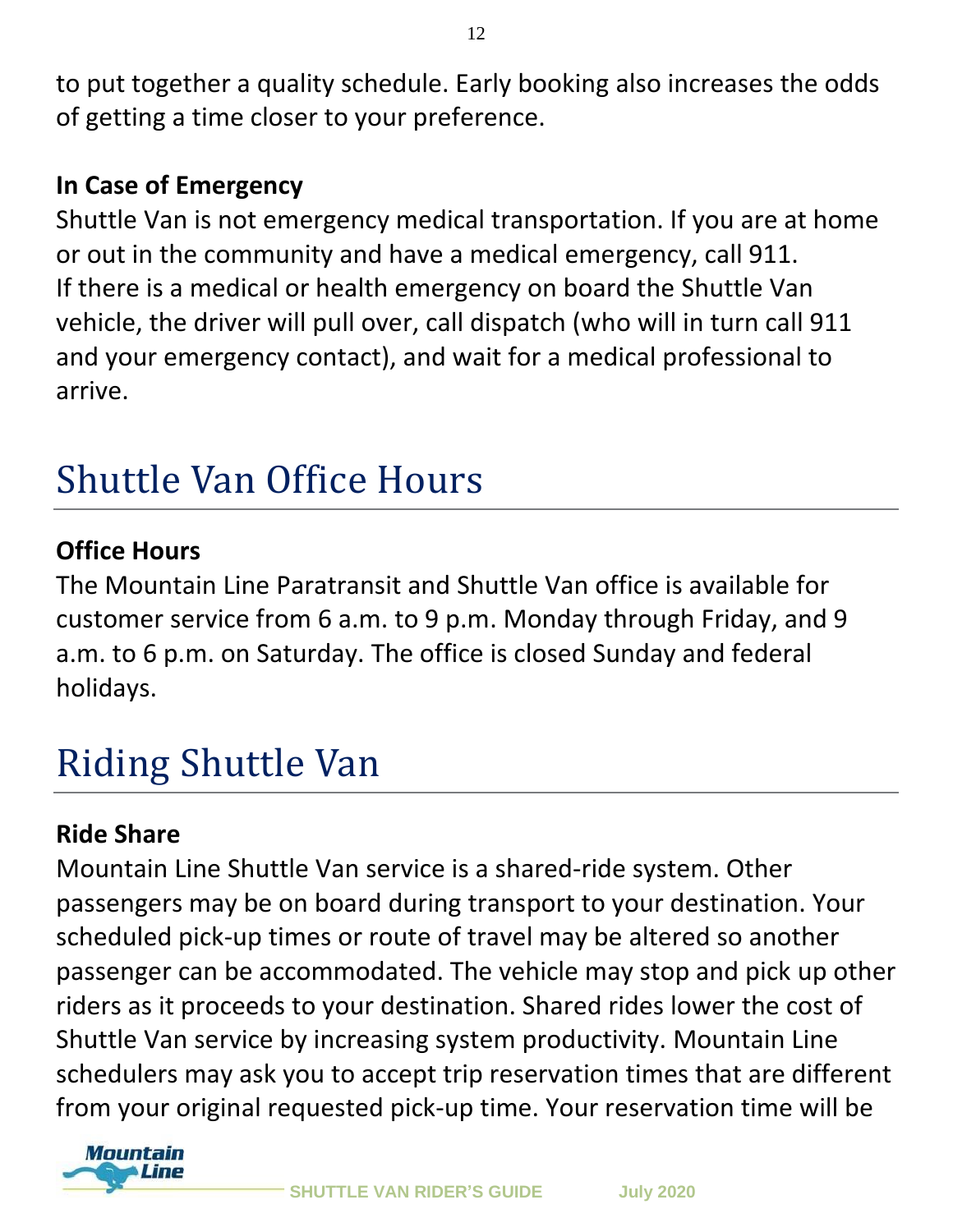to put together a quality schedule. Early booking also increases the odds of getting a time closer to your preference.

**In Case of Emergency**

Shuttle Van is not emergency medical transportation. If you are at home or out in the community and have a medical emergency, call 911. If there is a medical or health emergency on board the Shuttle Van vehicle, the driver will pull over, call dispatch (who will in turn call 911 and your emergency contact), and wait for a medical professional to arrive.

# Shuttle Van Office Hours

**Office Hours**

The Mountain Line Paratransit and Shuttle Van office is available for customer service from 6 a.m. to 9 p.m. Monday through Friday, and 9 a.m. to 6 p.m. on Saturday. The office is closed Sunday and federal holidays.

# Riding Shuttle Van

**Ride Share**

Mountain Line Shuttle Van service is a shared-ride system. Other passengers may be on board during transport to your destination. Your scheduled pick-up times or route of travel may be altered so another passenger can be accommodated. The vehicle may stop and pick up other riders as it proceeds to your destination. Shared rides lower the cost of Shuttle Van service by increasing system productivity. Mountain Line schedulers may ask you to accept trip reservation times that are different from your original requested pick-up time. Your reservation time will be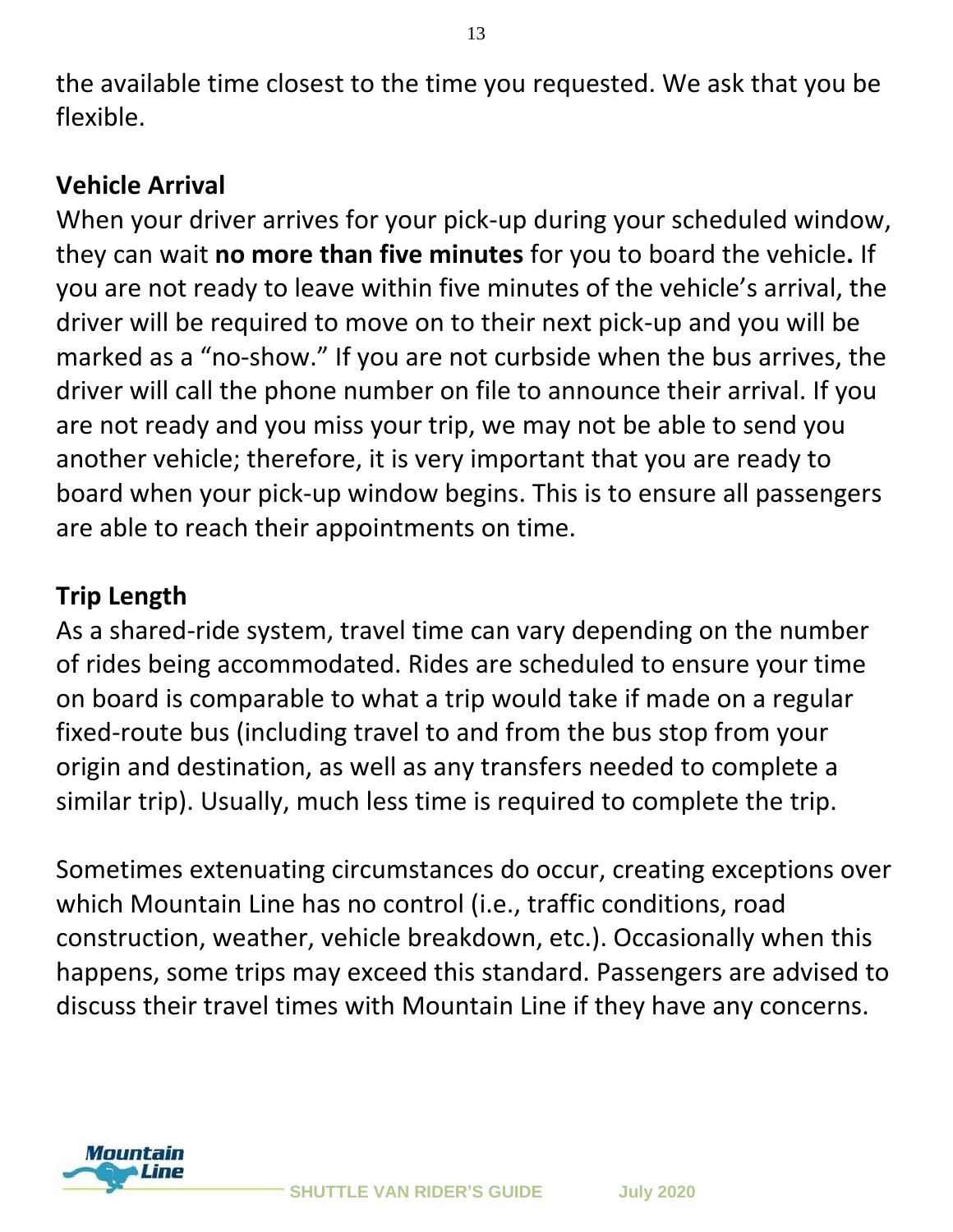the available time closest to the time you requested. We ask that you be flexible.

## Vehicle Arrival

When your driver arrives for your pick-up during your scheduled window, they can wait **no more than five minutes** for you to board the vehicle**.** If you are not ready to leave within five minutes of the vehicle's arrival, the driver will be required to move on to their next pick-up and you will be marked as a "no-show." If you are not curbside when the bus arrives, the driver will call the phone number on file to announce their arrival. If you are not ready and you miss your trip, we may not be able to send you another vehicle; therefore, it is very important that you are ready to board when your pick-up window begins. This is to ensure all passengers are able to reach their appointments on time.

## Trip Length

As a shared-ride system, travel time can vary depending on the number of rides being accommodated. Rides are scheduled to ensure your time on board is comparable to what a trip would take if made on a regular fixed-route bus (including travel to and from the bus stop from your origin and destination, as well as any transfers needed to complete a similar trip). Usually, much less time is required to complete the trip.

Sometimes extenuating circumstances do occur, creating exceptions over which Mountain Line has no control (i.e., traffic conditions, road construction, weather, vehicle breakdown, etc.). Occasionally when this happens, some trips may exceed this standard. Passengers are advised to discuss their travel times with Mountain Line if they have any concerns.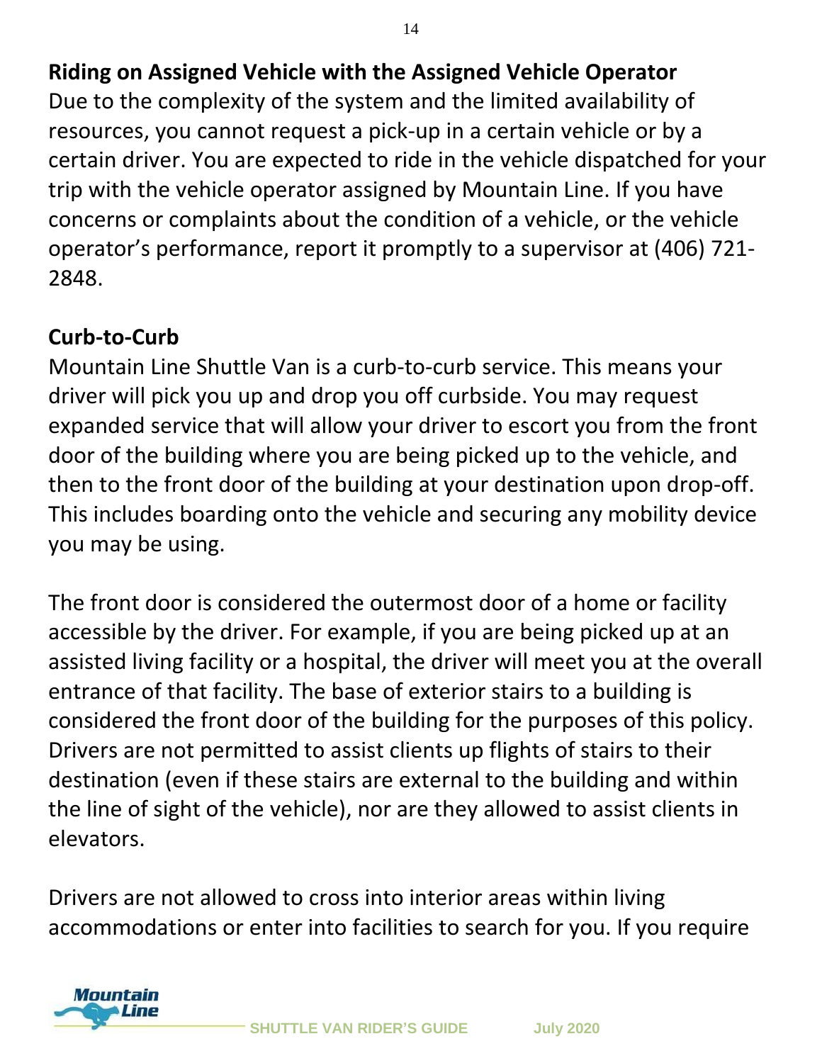## Riding on Assigned Vehicle with the Assigned Vehicle Operator

Due to the complexity of the system and the limited availability of resources, you cannot request a pick-up in a certain vehicle or by a certain driver. You are expected to ride in the vehicle dispatched for your trip with the vehicle operator assigned by Mountain Line. If you have concerns or complaints about the condition of a vehicle, or the vehicle operator's performance, report it promptly to a supervisor at (406) 721-2848.

## Curb-to-Curb

Mountain Line Shuttle Van is a curb-to-curb service. This means your driver will pick you up and drop you off curbside. You may request expanded service that will allow your driver to escort you from the front door of the building where you are being picked up to the vehicle, and then to the front door of the building at your destination upon drop-off. This includes boarding onto the vehicle and securing any mobility device you may be using.

The front door is considered the outermost door of a home or facility accessible by the driver. For example, if you are being picked up at an assisted living facility or a hospital, the driver will meet you at the overall entrance of that facility. The base of exterior stairs to a building is considered the front door of the building for the purposes of this policy. Drivers are not permitted to assist clients up flights of stairs to their destination (even if these stairs are external to the building and within the line of sight of the vehicle), nor are they allowed to assist clients in elevators.

Drivers are not allowed to cross into interior areas within living accommodations or enter into facilities to search for you. If you require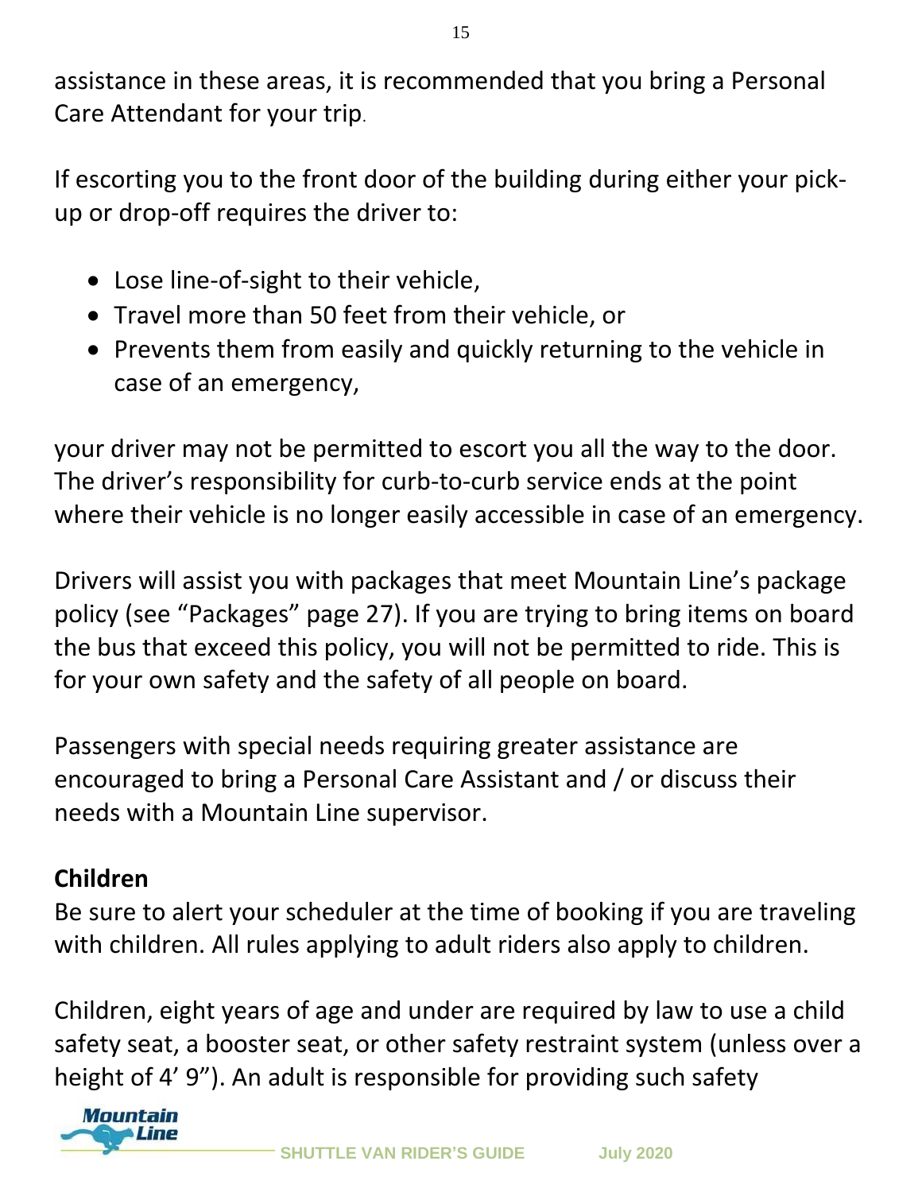assistance in these areas, it is recommended that you bring a Personal Care Attendant for your trip.

If escorting you to the front door of the building during either your pick-up or drop-off requires the driver to:

- Lose line-of-sight to their vehicle,
- Travel more than 50 feet from their vehicle, or
- Prevents them from easily and quickly returning to the vehicle in case of an emergency,

your driver may not be permitted to escort you all the way to the door. The driver's responsibility for curb-to-curb service ends at the point where their vehicle is no longer easily accessible in case of an emergency.

Drivers will assist you with packages that meet Mountain Line's package policy (see "Packages" page 27). If you are trying to bring items on board the bus that exceed this policy, you will not be permitted to ride. This is for your own safety and the safety of all people on board.

Passengers with special needs requiring greater assistance are encouraged to bring a Personal Care Assistant and / or discuss their needs with a Mountain Line supervisor.

**Children**

Be sure to alert your scheduler at the time of booking if you are traveling with children. All rules applying to adult riders also apply to children.

Children, eight years of age and under are required by law to use a child safety seat, a booster seat, or other safety restraint system (unless over a height of 4' 9"). An adult is responsible for providing such safety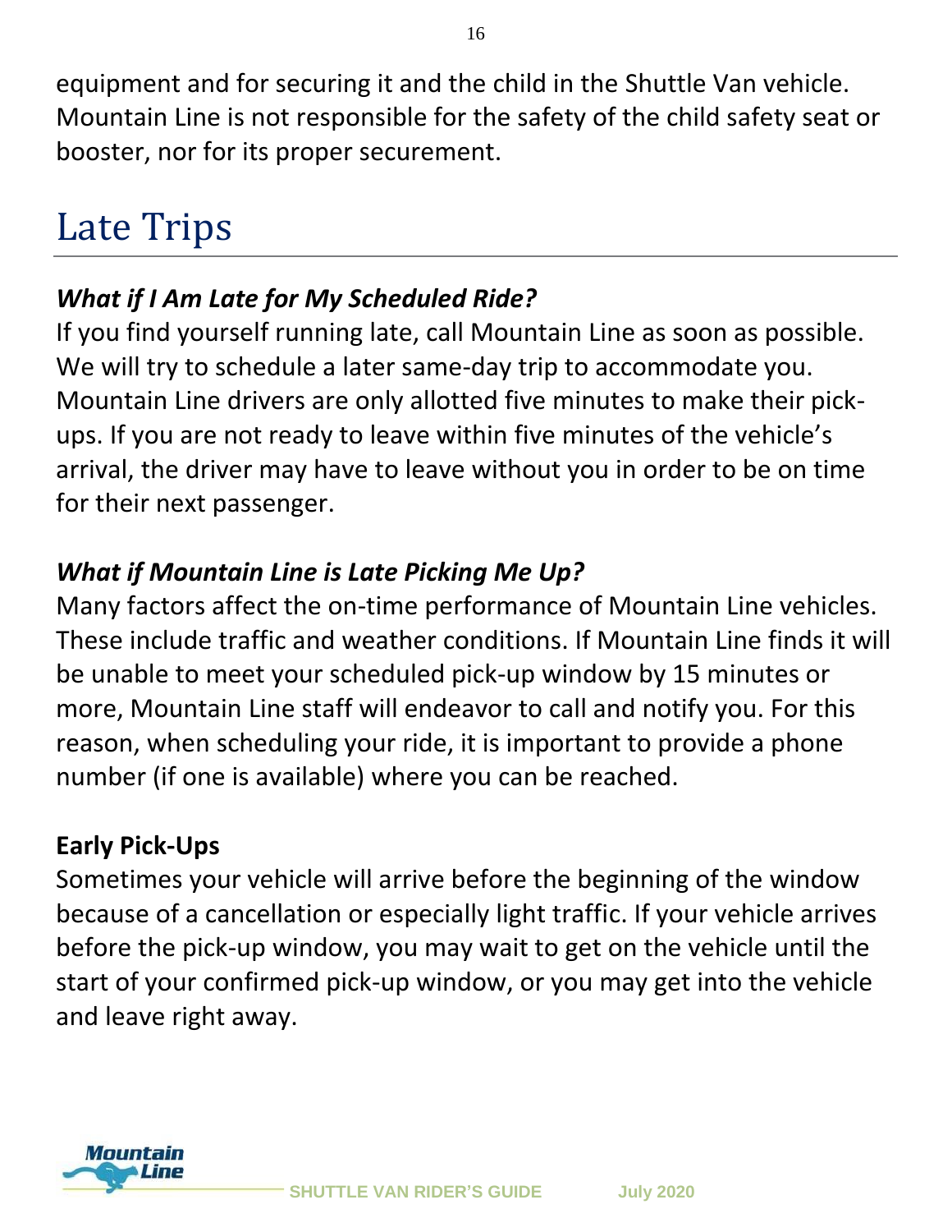equipment and for securing it and the child in the Shuttle Van vehicle. Mountain Line is not responsible for the safety of the child safety seat or booster, nor for its proper securement.

# Late Trips

### *What if I Am Late for My Scheduled Ride?*

If you find yourself running late, call Mountain Line as soon as possible. We will try to schedule a later same-day trip to accommodate you. Mountain Line drivers are only allotted five minutes to make their pick-ups. If you are not ready to leave within five minutes of the vehicle's arrival, the driver may have to leave without you in order to be on time for their next passenger.

### *What if Mountain Line is Late Picking Me Up?*

Many factors affect the on-time performance of Mountain Line vehicles. These include traffic and weather conditions. If Mountain Line finds it will be unable to meet your scheduled pick-up window by 15 minutes or more, Mountain Line staff will endeavor to call and notify you. For this reason, when scheduling your ride, it is important to provide a phone number (if one is available) where you can be reached.

### Early Pick-Ups

Sometimes your vehicle will arrive before the beginning of the window because of a cancellation or especially light traffic. If your vehicle arrives before the pick-up window, you may wait to get on the vehicle until the start of your confirmed pick-up window, or you may get into the vehicle and leave right away.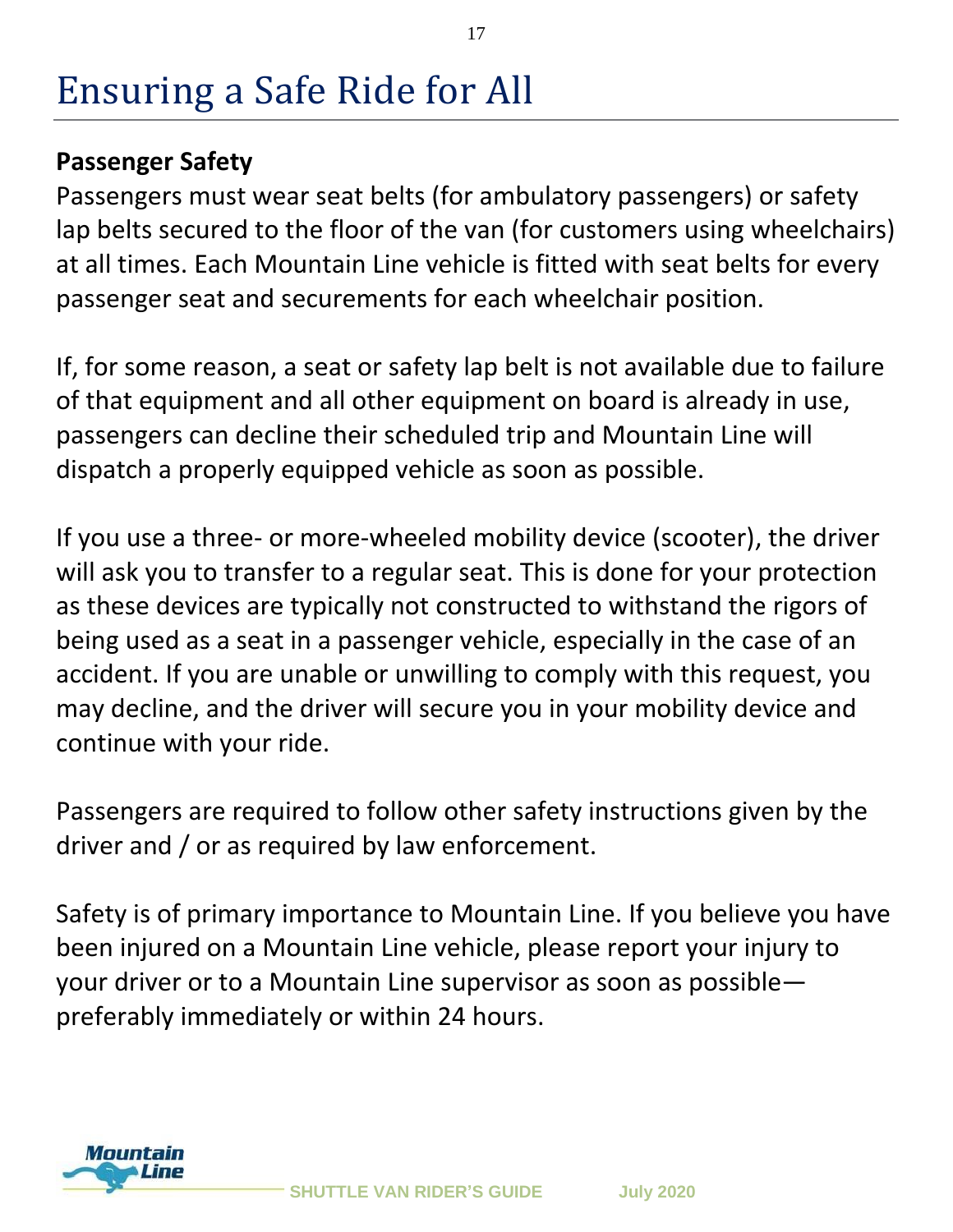# Ensuring a Safe Ride for All

**Passenger Safety**

Passengers must wear seat belts (for ambulatory passengers) or safety lap belts secured to the floor of the van (for customers using wheelchairs) at all times. Each Mountain Line vehicle is fitted with seat belts for every passenger seat and securements for each wheelchair position.

If, for some reason, a seat or safety lap belt is not available due to failure of that equipment and all other equipment on board is already in use, passengers can decline their scheduled trip and Mountain Line will dispatch a properly equipped vehicle as soon as possible.

If you use a three- or more-wheeled mobility device (scooter), the driver will ask you to transfer to a regular seat. This is done for your protection as these devices are typically not constructed to withstand the rigors of being used as a seat in a passenger vehicle, especially in the case of an accident. If you are unable or unwilling to comply with this request, you may decline, and the driver will secure you in your mobility device and continue with your ride.

Passengers are required to follow other safety instructions given by the driver and / or as required by law enforcement.

Safety is of primary importance to Mountain Line. If you believe you have been injured on a Mountain Line vehicle, please report your injury to your driver or to a Mountain Line supervisor as soon as possible—preferably immediately or within 24 hours.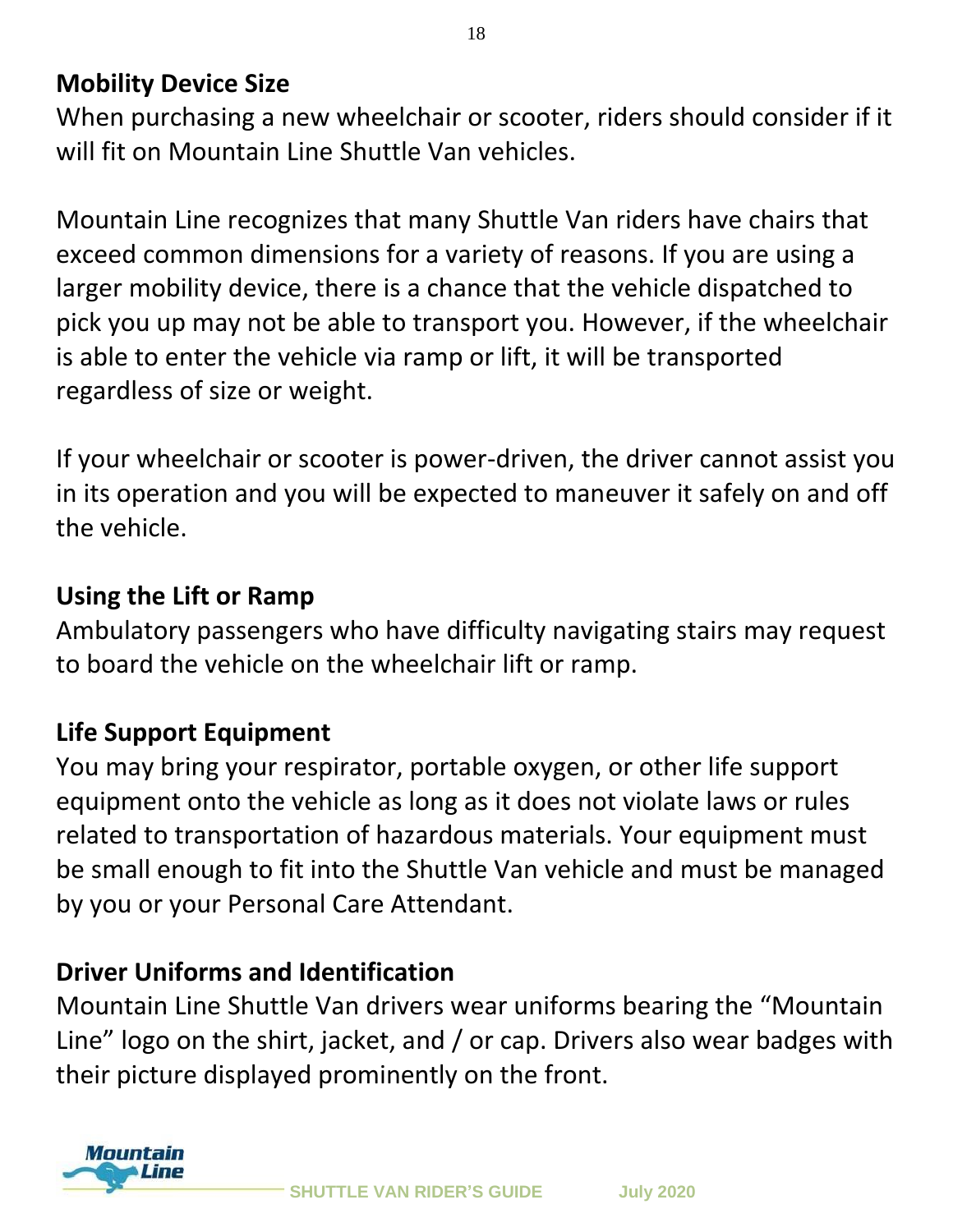## Mobility Device Size

When purchasing a new wheelchair or scooter, riders should consider if it will fit on Mountain Line Shuttle Van vehicles.

Mountain Line recognizes that many Shuttle Van riders have chairs that exceed common dimensions for a variety of reasons. If you are using a larger mobility device, there is a chance that the vehicle dispatched to pick you up may not be able to transport you. However, if the wheelchair is able to enter the vehicle via ramp or lift, it will be transported regardless of size or weight.

If your wheelchair or scooter is power-driven, the driver cannot assist you in its operation and you will be expected to maneuver it safely on and off the vehicle.

## Using the Lift or Ramp

Ambulatory passengers who have difficulty navigating stairs may request to board the vehicle on the wheelchair lift or ramp.

## Life Support Equipment

You may bring your respirator, portable oxygen, or other life support equipment onto the vehicle as long as it does not violate laws or rules related to transportation of hazardous materials. Your equipment must be small enough to fit into the Shuttle Van vehicle and must be managed by you or your Personal Care Attendant.

## Driver Uniforms and Identification

Mountain Line Shuttle Van drivers wear uniforms bearing the "Mountain Line" logo on the shirt, jacket, and / or cap. Drivers also wear badges with their picture displayed prominently on the front.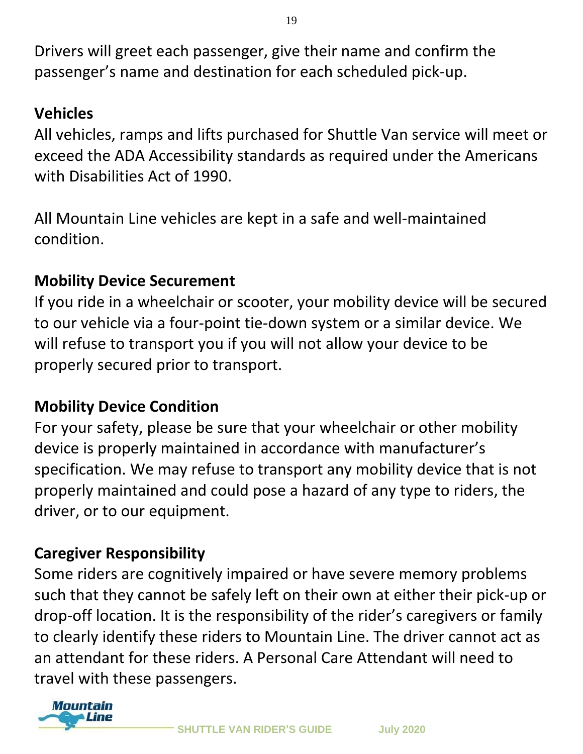Drivers will greet each passenger, give their name and confirm the passenger's name and destination for each scheduled pick-up.

## Vehicles

All vehicles, ramps and lifts purchased for Shuttle Van service will meet or exceed the ADA Accessibility standards as required under the Americans with Disabilities Act of 1990.

All Mountain Line vehicles are kept in a safe and well-maintained condition.

## Mobility Device Securement

If you ride in a wheelchair or scooter, your mobility device will be secured to our vehicle via a four-point tie-down system or a similar device. We will refuse to transport you if you will not allow your device to be properly secured prior to transport.

## Mobility Device Condition

For your safety, please be sure that your wheelchair or other mobility device is properly maintained in accordance with manufacturer's specification. We may refuse to transport any mobility device that is not properly maintained and could pose a hazard of any type to riders, the driver, or to our equipment.

## Caregiver Responsibility

Some riders are cognitively impaired or have severe memory problems such that they cannot be safely left on their own at either their pick-up or drop-off location. It is the responsibility of the rider's caregivers or family to clearly identify these riders to Mountain Line. The driver cannot act as an attendant for these riders. A Personal Care Attendant will need to travel with these passengers.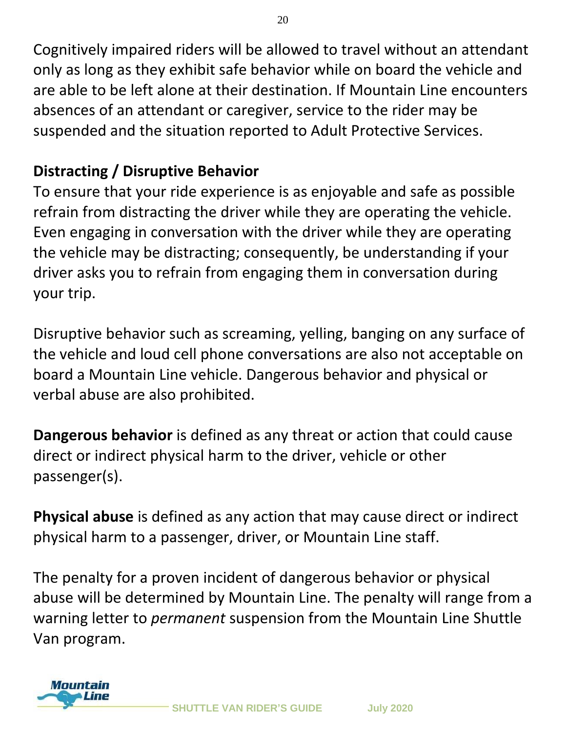Cognitively impaired riders will be allowed to travel without an attendant only as long as they exhibit safe behavior while on board the vehicle and are able to be left alone at their destination. If Mountain Line encounters absences of an attendant or caregiver, service to the rider may be suspended and the situation reported to Adult Protective Services.

### Distracting / Disruptive Behavior

To ensure that your ride experience is as enjoyable and safe as possible refrain from distracting the driver while they are operating the vehicle. Even engaging in conversation with the driver while they are operating the vehicle may be distracting; consequently, be understanding if your driver asks you to refrain from engaging them in conversation during your trip.

Disruptive behavior such as screaming, yelling, banging on any surface of the vehicle and loud cell phone conversations are also not acceptable on board a Mountain Line vehicle. Dangerous behavior and physical or verbal abuse are also prohibited.

**Dangerous behavior** is defined as any threat or action that could cause direct or indirect physical harm to the driver, vehicle or other passenger(s).

**Physical abuse** is defined as any action that may cause direct or indirect physical harm to a passenger, driver, or Mountain Line staff.

The penalty for a proven incident of dangerous behavior or physical abuse will be determined by Mountain Line. The penalty will range from a warning letter to *permanent* suspension from the Mountain Line Shuttle Van program.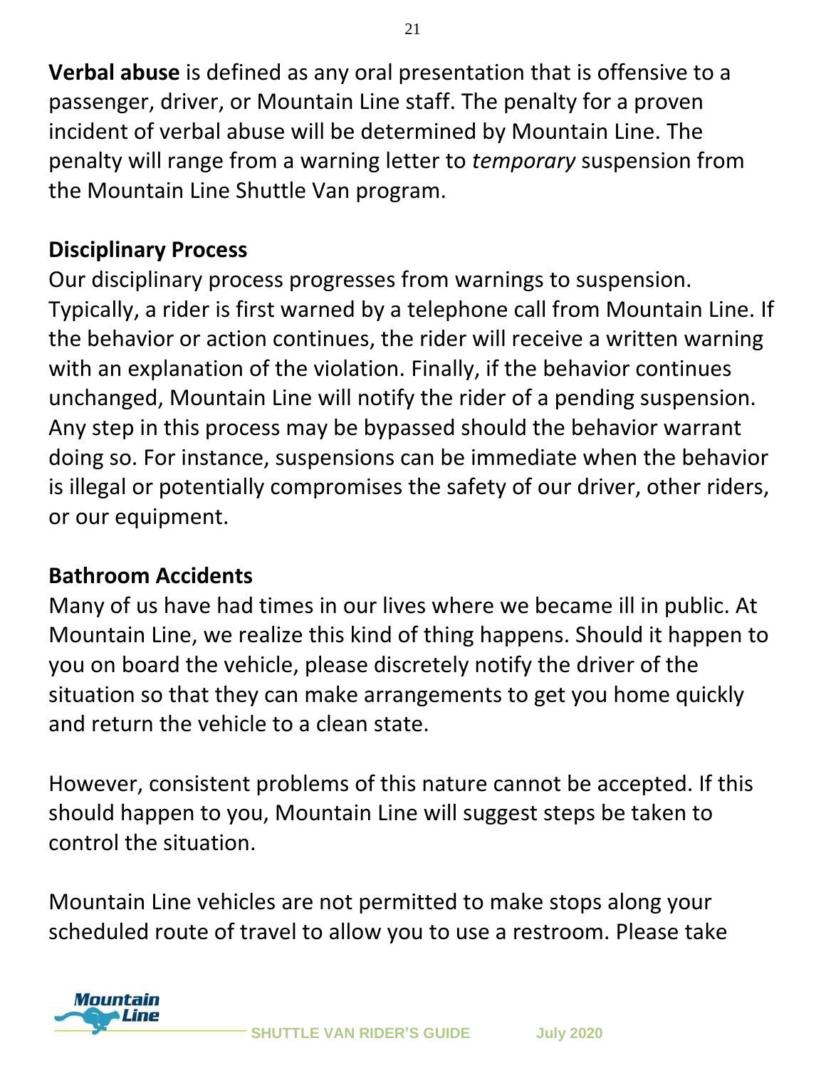**Verbal abuse** is defined as any oral presentation that is offensive to a passenger, driver, or Mountain Line staff. The penalty for a proven incident of verbal abuse will be determined by Mountain Line. The penalty will range from a warning letter to *temporary* suspension from the Mountain Line Shuttle Van program.

## Disciplinary Process

Our disciplinary process progresses from warnings to suspension. Typically, a rider is first warned by a telephone call from Mountain Line. If the behavior or action continues, the rider will receive a written warning with an explanation of the violation. Finally, if the behavior continues unchanged, Mountain Line will notify the rider of a pending suspension. Any step in this process may be bypassed should the behavior warrant doing so. For instance, suspensions can be immediate when the behavior is illegal or potentially compromises the safety of our driver, other riders, or our equipment.

## Bathroom Accidents

Many of us have had times in our lives where we became ill in public. At Mountain Line, we realize this kind of thing happens. Should it happen to you on board the vehicle, please discretely notify the driver of the situation so that they can make arrangements to get you home quickly and return the vehicle to a clean state.

However, consistent problems of this nature cannot be accepted. If this should happen to you, Mountain Line will suggest steps be taken to control the situation.

Mountain Line vehicles are not permitted to make stops along your scheduled route of travel to allow you to use a restroom. Please take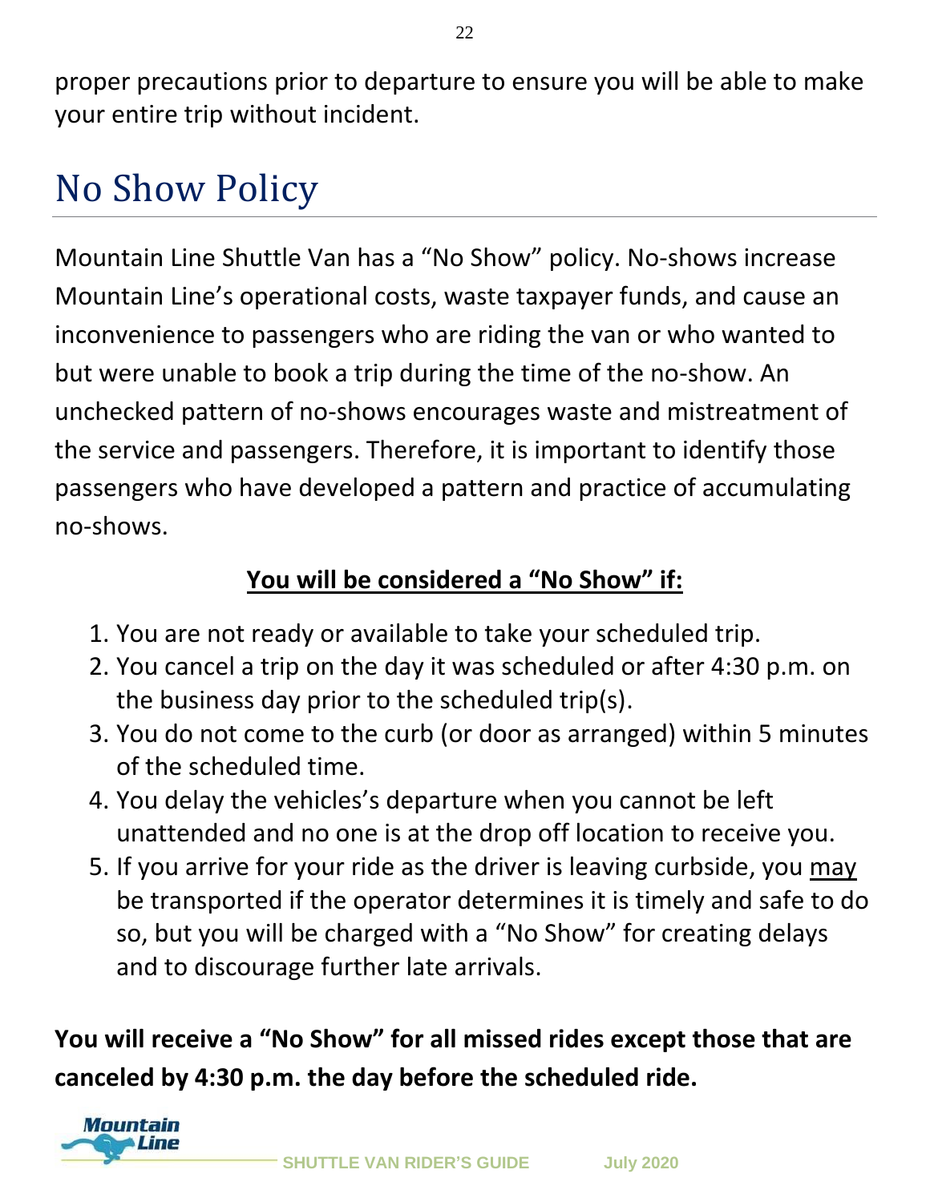proper precautions prior to departure to ensure you will be able to make your entire trip without incident.

# No Show Policy

Mountain Line Shuttle Van has a "No Show" policy. No-shows increase Mountain Line's operational costs, waste taxpayer funds, and cause an inconvenience to passengers who are riding the van or who wanted to but were unable to book a trip during the time of the no-show. An unchecked pattern of no-shows encourages waste and mistreatment of the service and passengers. Therefore, it is important to identify those passengers who have developed a pattern and practice of accumulating no-shows.

**You will be considered a "No Show" if:**

1. You are not ready or available to take your scheduled trip.
2. You cancel a trip on the day it was scheduled or after 4:30 p.m. on the business day prior to the scheduled trip(s).
3. You do not come to the curb (or door as arranged) within 5 minutes of the scheduled time.
4. You delay the vehicles's departure when you cannot be left unattended and no one is at the drop off location to receive you.
5. If you arrive for your ride as the driver is leaving curbside, you may be transported if the operator determines it is timely and safe to do so, but you will be charged with a "No Show" for creating delays and to discourage further late arrivals.

**You will receive a "No Show" for all missed rides except those that are canceled by 4:30 p.m. the day before the scheduled ride.**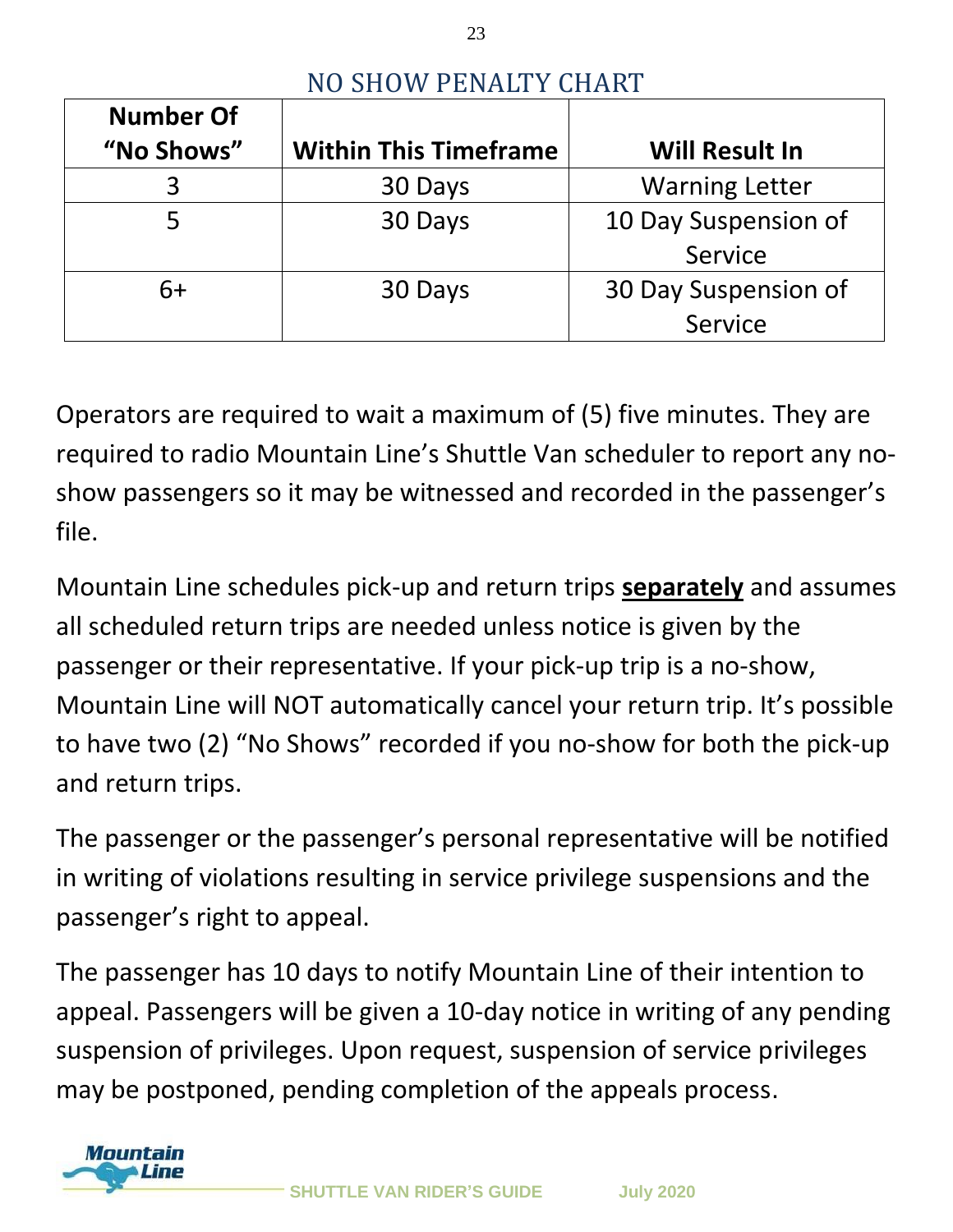## NO SHOW PENALTY CHART

| Number Of "No Shows" | Within This Timeframe | Will Result In |
|---|---|---|
| 3 | 30 Days | Warning Letter |
| 5 | 30 Days | 10 Day Suspension of Service |
| 6+ | 30 Days | 30 Day Suspension of Service |

Operators are required to wait a maximum of (5) five minutes. They are required to radio Mountain Line's Shuttle Van scheduler to report any no-show passengers so it may be witnessed and recorded in the passenger's file.

Mountain Line schedules pick-up and return trips **separately** and assumes all scheduled return trips are needed unless notice is given by the passenger or their representative. If your pick-up trip is a no-show, Mountain Line will NOT automatically cancel your return trip. It's possible to have two (2) "No Shows" recorded if you no-show for both the pick-up and return trips.

The passenger or the passenger's personal representative will be notified in writing of violations resulting in service privilege suspensions and the passenger's right to appeal.

The passenger has 10 days to notify Mountain Line of their intention to appeal. Passengers will be given a 10-day notice in writing of any pending suspension of privileges. Upon request, suspension of service privileges may be postponed, pending completion of the appeals process.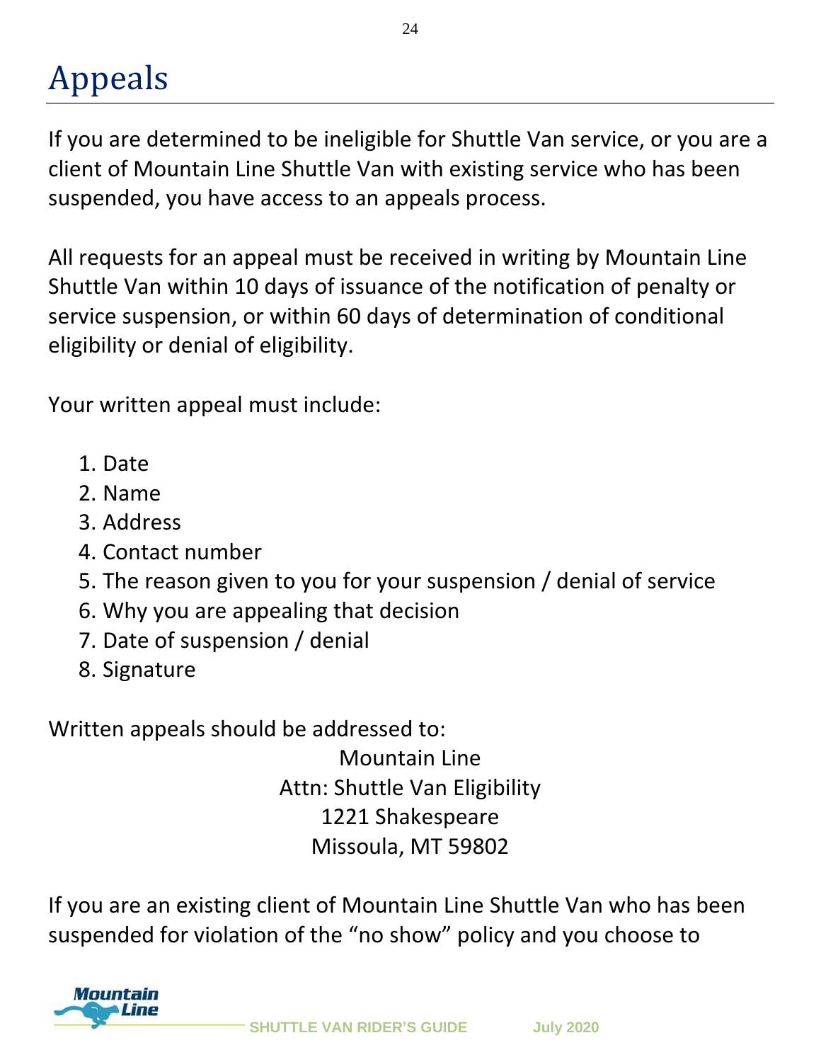# Appeals

If you are determined to be ineligible for Shuttle Van service, or you are a client of Mountain Line Shuttle Van with existing service who has been suspended, you have access to an appeals process.

All requests for an appeal must be received in writing by Mountain Line Shuttle Van within 10 days of issuance of the notification of penalty or service suspension, or within 60 days of determination of conditional eligibility or denial of eligibility.

Your written appeal must include:

1. Date
2. Name
3. Address
4. Contact number
5. The reason given to you for your suspension / denial of service
6. Why you are appealing that decision
7. Date of suspension / denial
8. Signature

Written appeals should be addressed to:

Mountain Line
Attn: Shuttle Van Eligibility
1221 Shakespeare
Missoula, MT 59802

If you are an existing client of Mountain Line Shuttle Van who has been suspended for violation of the “no show” policy and you choose to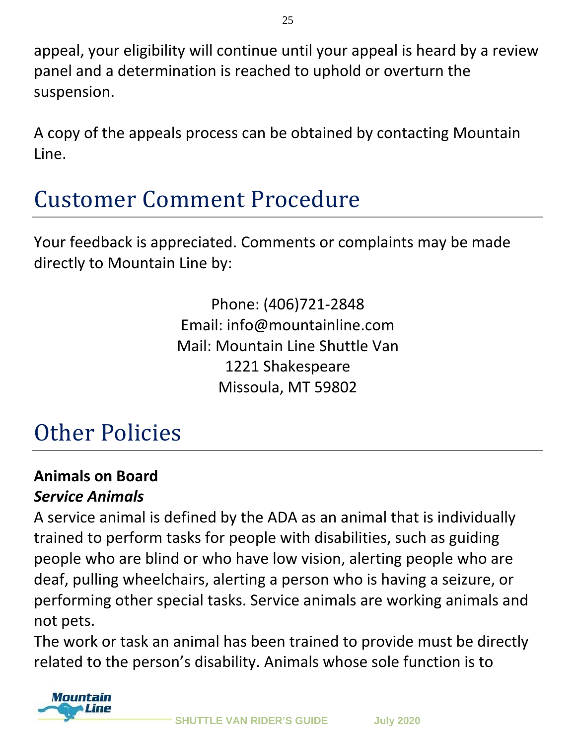appeal, your eligibility will continue until your appeal is heard by a review panel and a determination is reached to uphold or overturn the suspension.

A copy of the appeals process can be obtained by contacting Mountain Line.

# Customer Comment Procedure

Your feedback is appreciated. Comments or complaints may be made directly to Mountain Line by:

Phone: (406)721-2848
Email: info@mountainline.com
Mail: Mountain Line Shuttle Van
1221 Shakespeare
Missoula, MT 59802

# Other Policies

**Animals on Board**

***Service Animals***

A service animal is defined by the ADA as an animal that is individually trained to perform tasks for people with disabilities, such as guiding people who are blind or who have low vision, alerting people who are deaf, pulling wheelchairs, alerting a person who is having a seizure, or performing other special tasks. Service animals are working animals and not pets.

The work or task an animal has been trained to provide must be directly related to the person's disability. Animals whose sole function is to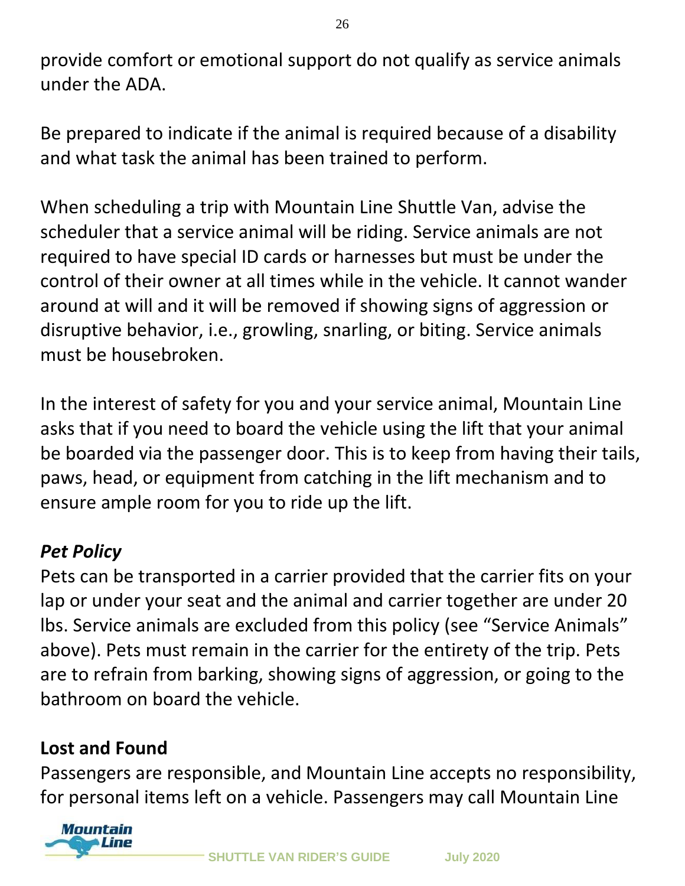provide comfort or emotional support do not qualify as service animals under the ADA.

Be prepared to indicate if the animal is required because of a disability and what task the animal has been trained to perform.

When scheduling a trip with Mountain Line Shuttle Van, advise the scheduler that a service animal will be riding. Service animals are not required to have special ID cards or harnesses but must be under the control of their owner at all times while in the vehicle. It cannot wander around at will and it will be removed if showing signs of aggression or disruptive behavior, i.e., growling, snarling, or biting. Service animals must be housebroken.

In the interest of safety for you and your service animal, Mountain Line asks that if you need to board the vehicle using the lift that your animal be boarded via the passenger door. This is to keep from having their tails, paws, head, or equipment from catching in the lift mechanism and to ensure ample room for you to ride up the lift.

### *Pet Policy*

Pets can be transported in a carrier provided that the carrier fits on your lap or under your seat and the animal and carrier together are under 20 lbs. Service animals are excluded from this policy (see "Service Animals" above). Pets must remain in the carrier for the entirety of the trip. Pets are to refrain from barking, showing signs of aggression, or going to the bathroom on board the vehicle.

## Lost and Found

Passengers are responsible, and Mountain Line accepts no responsibility, for personal items left on a vehicle. Passengers may call Mountain Line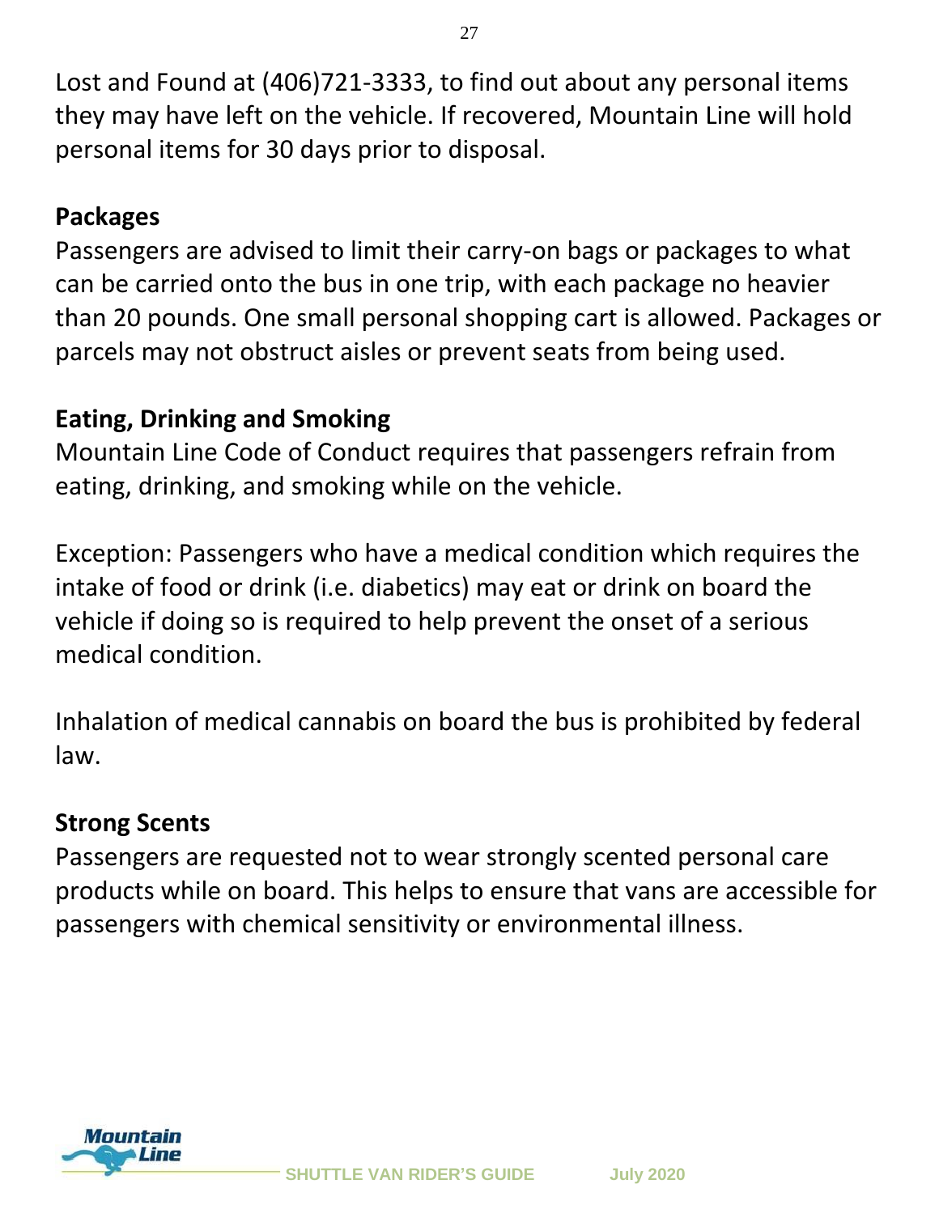Lost and Found at (406)721-3333, to find out about any personal items they may have left on the vehicle. If recovered, Mountain Line will hold personal items for 30 days prior to disposal.

## Packages

Passengers are advised to limit their carry-on bags or packages to what can be carried onto the bus in one trip, with each package no heavier than 20 pounds. One small personal shopping cart is allowed. Packages or parcels may not obstruct aisles or prevent seats from being used.

## Eating, Drinking and Smoking

Mountain Line Code of Conduct requires that passengers refrain from eating, drinking, and smoking while on the vehicle.

Exception: Passengers who have a medical condition which requires the intake of food or drink (i.e. diabetics) may eat or drink on board the vehicle if doing so is required to help prevent the onset of a serious medical condition.

Inhalation of medical cannabis on board the bus is prohibited by federal law.

## Strong Scents

Passengers are requested not to wear strongly scented personal care products while on board. This helps to ensure that vans are accessible for passengers with chemical sensitivity or environmental illness.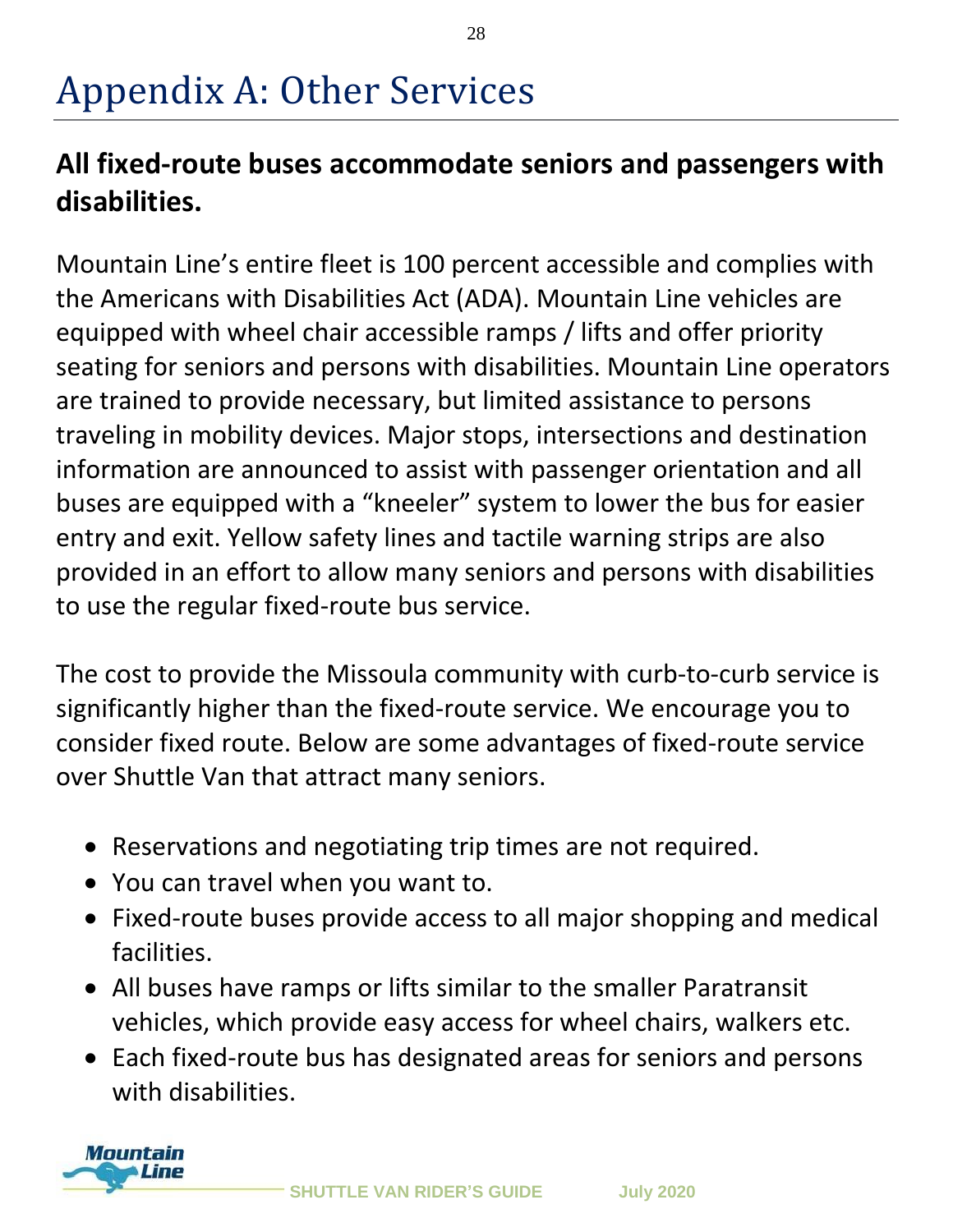# Appendix A: Other Services

**All fixed-route buses accommodate seniors and passengers with disabilities.**

Mountain Line's entire fleet is 100 percent accessible and complies with the Americans with Disabilities Act (ADA). Mountain Line vehicles are equipped with wheel chair accessible ramps / lifts and offer priority seating for seniors and persons with disabilities. Mountain Line operators are trained to provide necessary, but limited assistance to persons traveling in mobility devices. Major stops, intersections and destination information are announced to assist with passenger orientation and all buses are equipped with a "kneeler" system to lower the bus for easier entry and exit. Yellow safety lines and tactile warning strips are also provided in an effort to allow many seniors and persons with disabilities to use the regular fixed-route bus service.

The cost to provide the Missoula community with curb-to-curb service is significantly higher than the fixed-route service. We encourage you to consider fixed route. Below are some advantages of fixed-route service over Shuttle Van that attract many seniors.

- Reservations and negotiating trip times are not required.
- You can travel when you want to.
- Fixed-route buses provide access to all major shopping and medical facilities.
- All buses have ramps or lifts similar to the smaller Paratransit vehicles, which provide easy access for wheel chairs, walkers etc.
- Each fixed-route bus has designated areas for seniors and persons with disabilities.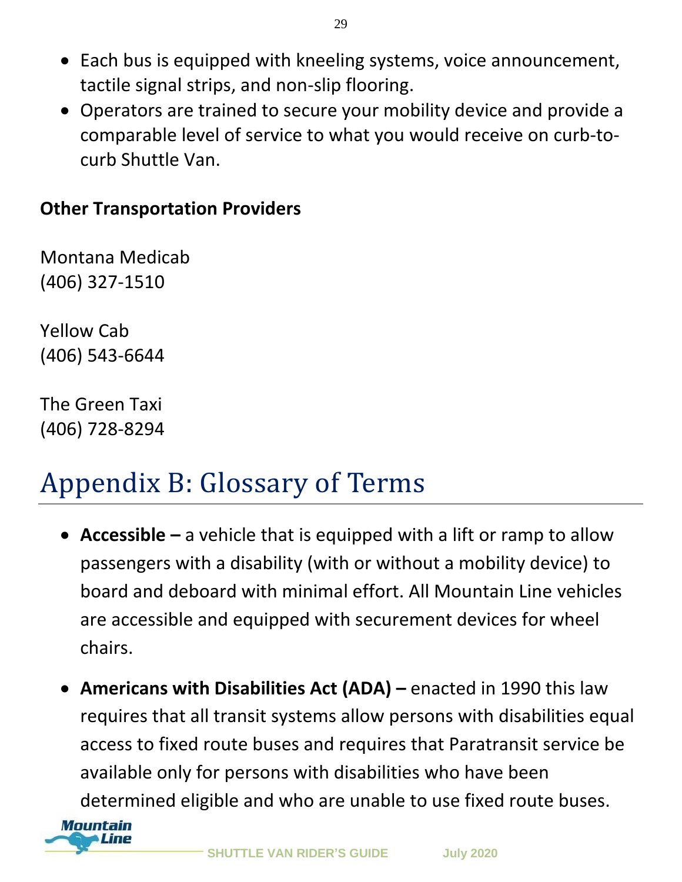- Each bus is equipped with kneeling systems, voice announcement, tactile signal strips, and non-slip flooring.
- Operators are trained to secure your mobility device and provide a comparable level of service to what you would receive on curb-to-curb Shuttle Van.

**Other Transportation Providers**

Montana Medicab
(406) 327-1510

Yellow Cab
(406) 543-6644

The Green Taxi
(406) 728-8294

# Appendix B: Glossary of Terms

- **Accessible –** a vehicle that is equipped with a lift or ramp to allow passengers with a disability (with or without a mobility device) to board and deboard with minimal effort. All Mountain Line vehicles are accessible and equipped with securement devices for wheel chairs.

- **Americans with Disabilities Act (ADA) –** enacted in 1990 this law requires that all transit systems allow persons with disabilities equal access to fixed route buses and requires that Paratransit service be available only for persons with disabilities who have been determined eligible and who are unable to use fixed route buses.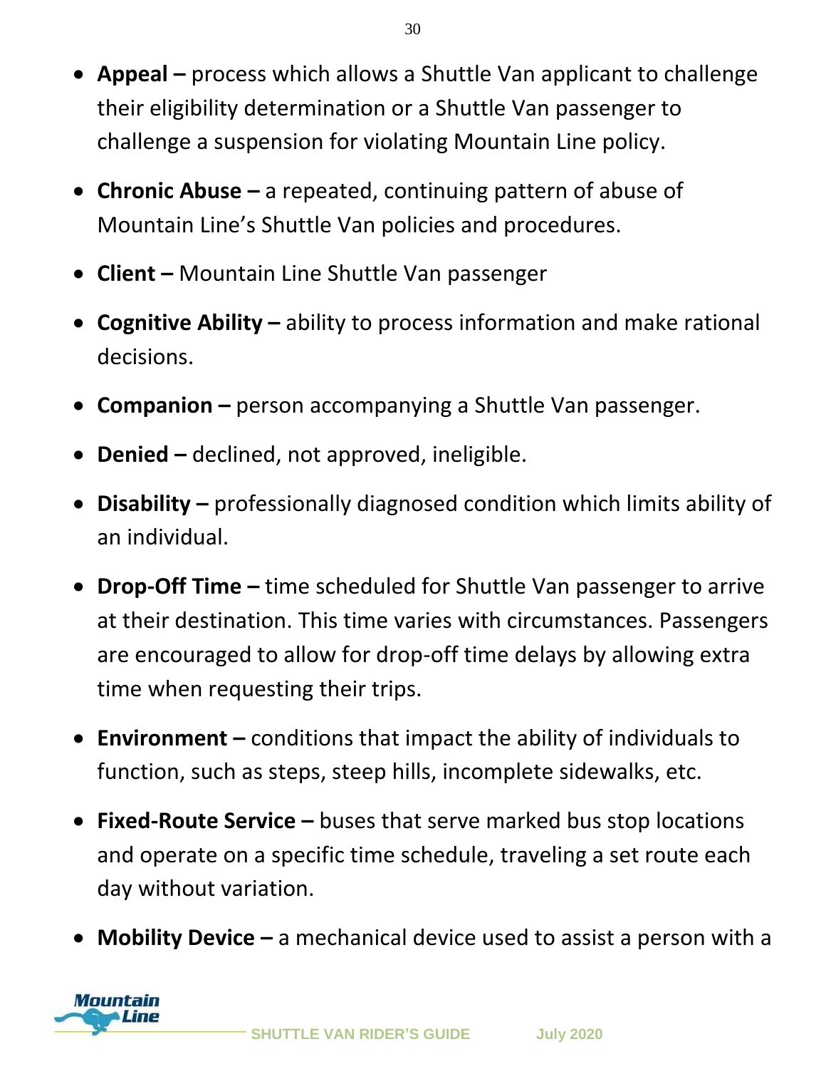- **Appeal –** process which allows a Shuttle Van applicant to challenge their eligibility determination or a Shuttle Van passenger to challenge a suspension for violating Mountain Line policy.
- **Chronic Abuse –** a repeated, continuing pattern of abuse of Mountain Line's Shuttle Van policies and procedures.
- **Client –** Mountain Line Shuttle Van passenger
- **Cognitive Ability –** ability to process information and make rational decisions.
- **Companion –** person accompanying a Shuttle Van passenger.
- **Denied –** declined, not approved, ineligible.
- **Disability –** professionally diagnosed condition which limits ability of an individual.
- **Drop-Off Time –** time scheduled for Shuttle Van passenger to arrive at their destination. This time varies with circumstances. Passengers are encouraged to allow for drop-off time delays by allowing extra time when requesting their trips.
- **Environment –** conditions that impact the ability of individuals to function, such as steps, steep hills, incomplete sidewalks, etc.
- **Fixed-Route Service –** buses that serve marked bus stop locations and operate on a specific time schedule, traveling a set route each day without variation.
- **Mobility Device –** a mechanical device used to assist a person with a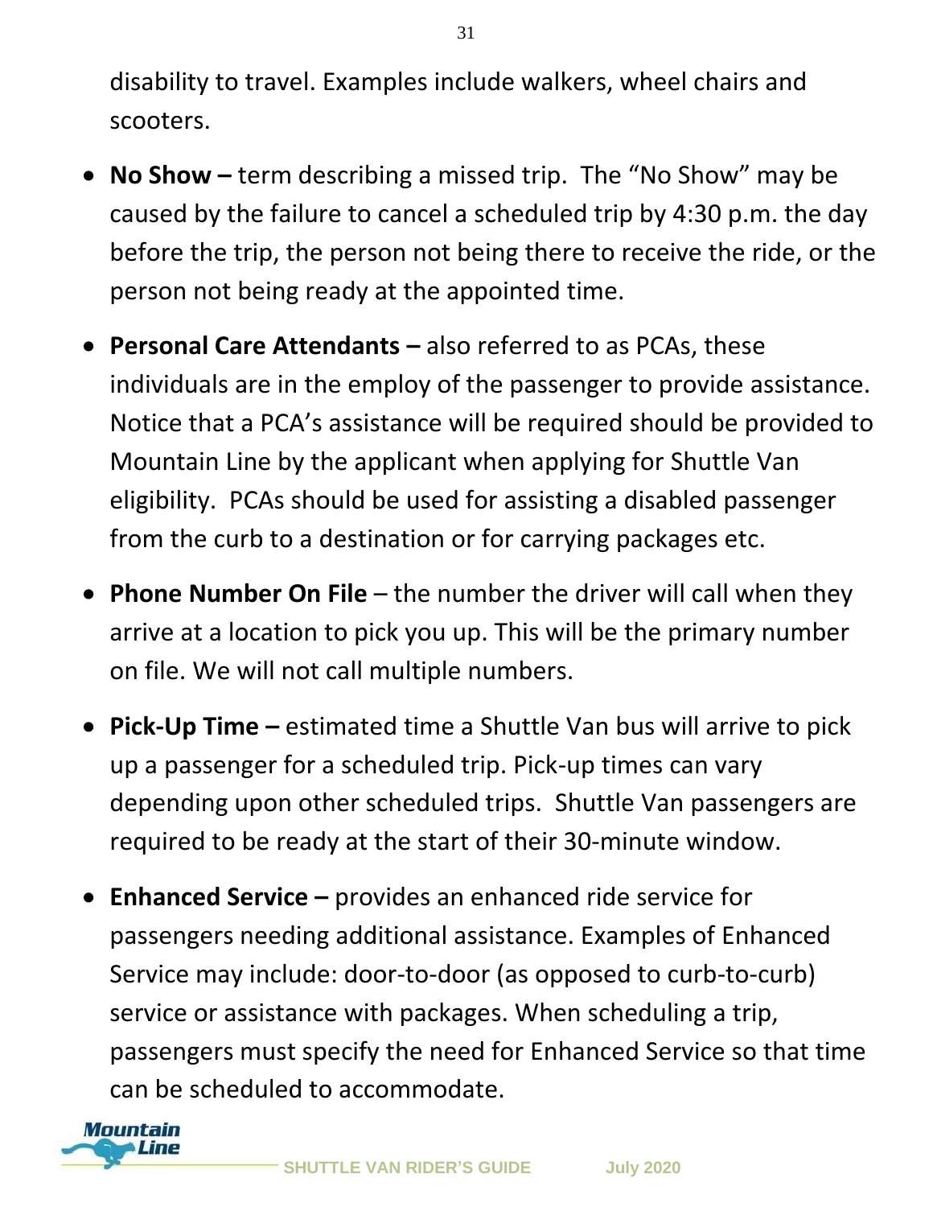disability to travel. Examples include walkers, wheel chairs and scooters.

- **No Show –** term describing a missed trip. The “No Show” may be caused by the failure to cancel a scheduled trip by 4:30 p.m. the day before the trip, the person not being there to receive the ride, or the person not being ready at the appointed time.

- **Personal Care Attendants –** also referred to as PCAs, these individuals are in the employ of the passenger to provide assistance. Notice that a PCA’s assistance will be required should be provided to Mountain Line by the applicant when applying for Shuttle Van eligibility. PCAs should be used for assisting a disabled passenger from the curb to a destination or for carrying packages etc.

- **Phone Number On File** – the number the driver will call when they arrive at a location to pick you up. This will be the primary number on file. We will not call multiple numbers.

- **Pick-Up Time –** estimated time a Shuttle Van bus will arrive to pick up a passenger for a scheduled trip. Pick-up times can vary depending upon other scheduled trips. Shuttle Van passengers are required to be ready at the start of their 30-minute window.

- **Enhanced Service –** provides an enhanced ride service for passengers needing additional assistance. Examples of Enhanced Service may include: door-to-door (as opposed to curb-to-curb) service or assistance with packages. When scheduling a trip, passengers must specify the need for Enhanced Service so that time can be scheduled to accommodate.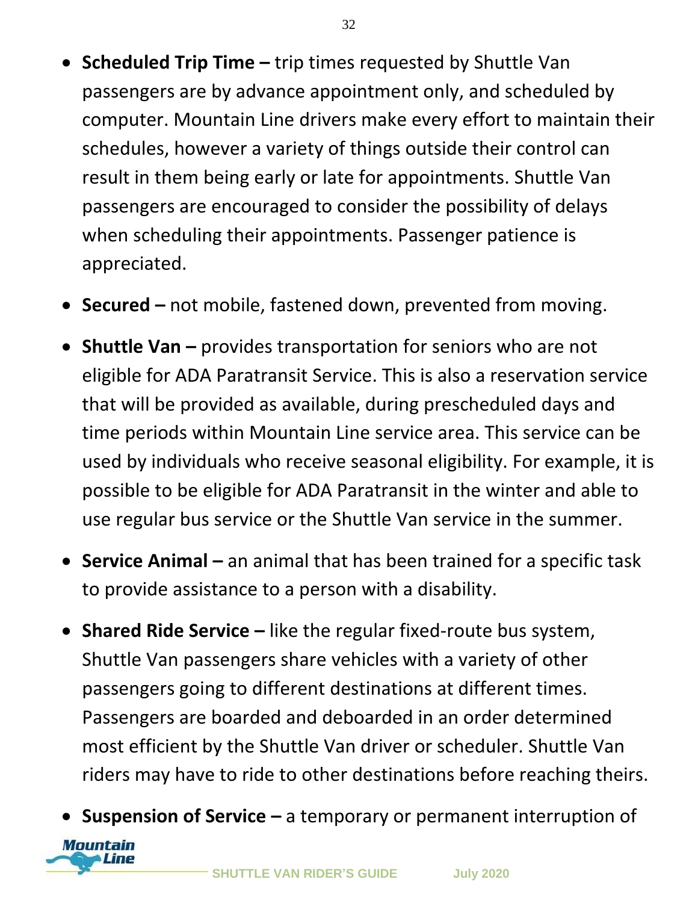- **Scheduled Trip Time –** trip times requested by Shuttle Van passengers are by advance appointment only, and scheduled by computer. Mountain Line drivers make every effort to maintain their schedules, however a variety of things outside their control can result in them being early or late for appointments. Shuttle Van passengers are encouraged to consider the possibility of delays when scheduling their appointments. Passenger patience is appreciated.

- **Secured –** not mobile, fastened down, prevented from moving.

- **Shuttle Van –** provides transportation for seniors who are not eligible for ADA Paratransit Service. This is also a reservation service that will be provided as available, during prescheduled days and time periods within Mountain Line service area. This service can be used by individuals who receive seasonal eligibility. For example, it is possible to be eligible for ADA Paratransit in the winter and able to use regular bus service or the Shuttle Van service in the summer.

- **Service Animal –** an animal that has been trained for a specific task to provide assistance to a person with a disability.

- **Shared Ride Service –** like the regular fixed-route bus system, Shuttle Van passengers share vehicles with a variety of other passengers going to different destinations at different times. Passengers are boarded and deboarded in an order determined most efficient by the Shuttle Van driver or scheduler. Shuttle Van riders may have to ride to other destinations before reaching theirs.

- **Suspension of Service –** a temporary or permanent interruption of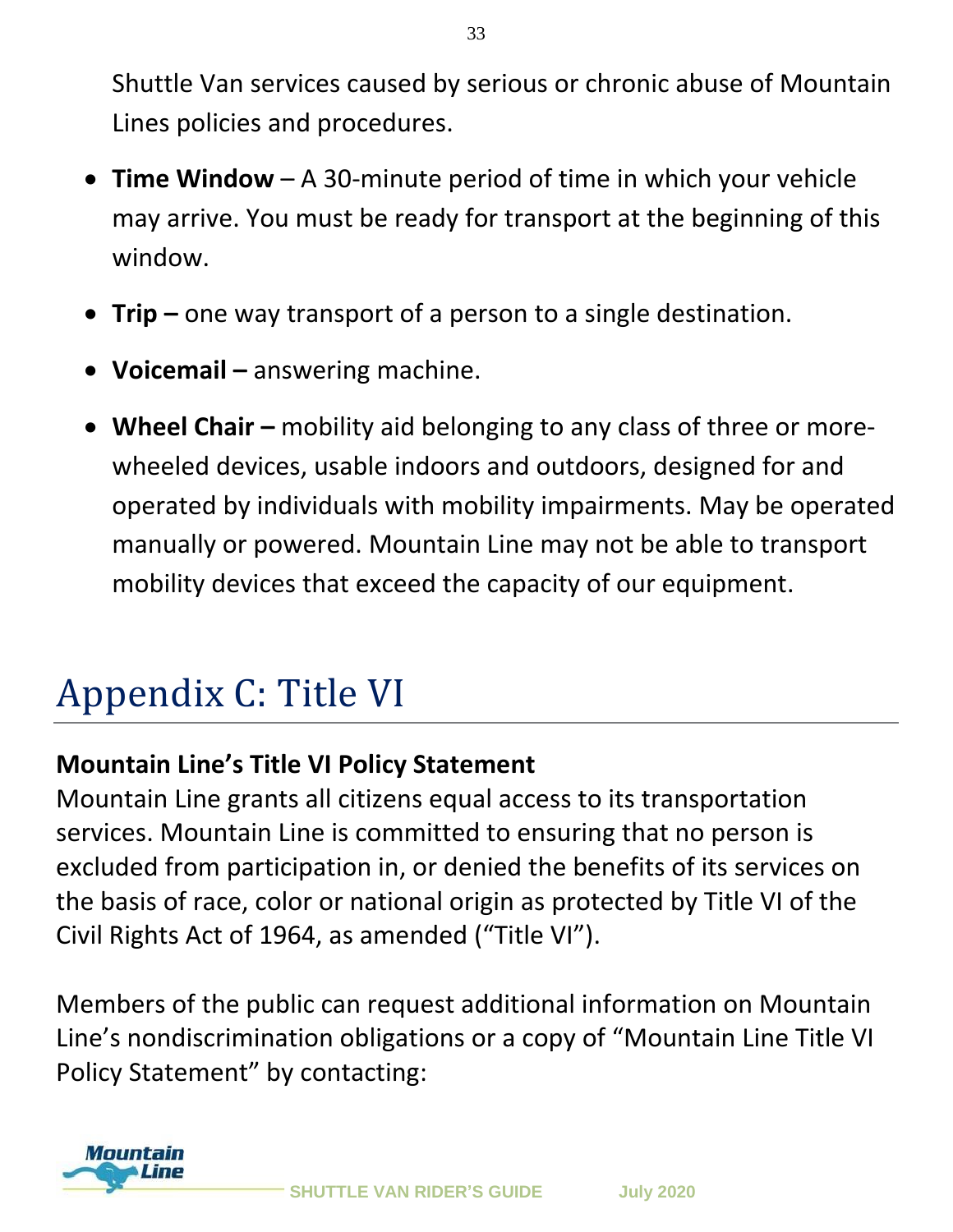Shuttle Van services caused by serious or chronic abuse of Mountain Lines policies and procedures.

- **Time Window** – A 30-minute period of time in which your vehicle may arrive. You must be ready for transport at the beginning of this window.
- **Trip –** one way transport of a person to a single destination.
- **Voicemail –** answering machine.
- **Wheel Chair –** mobility aid belonging to any class of three or more-wheeled devices, usable indoors and outdoors, designed for and operated by individuals with mobility impairments. May be operated manually or powered. Mountain Line may not be able to transport mobility devices that exceed the capacity of our equipment.

# Appendix C: Title VI

**Mountain Line's Title VI Policy Statement**

Mountain Line grants all citizens equal access to its transportation services. Mountain Line is committed to ensuring that no person is excluded from participation in, or denied the benefits of its services on the basis of race, color or national origin as protected by Title VI of the Civil Rights Act of 1964, as amended ("Title VI").

Members of the public can request additional information on Mountain Line's nondiscrimination obligations or a copy of "Mountain Line Title VI Policy Statement" by contacting: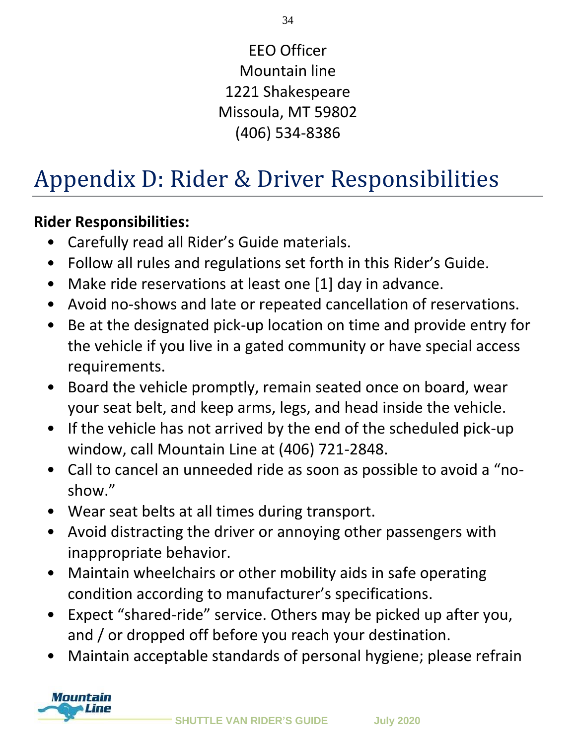EEO Officer
Mountain line
1221 Shakespeare
Missoula, MT 59802
(406) 534-8386

# Appendix D: Rider & Driver Responsibilities

**Rider Responsibilities:**

- Carefully read all Rider's Guide materials.
- Follow all rules and regulations set forth in this Rider's Guide.
- Make ride reservations at least one [1] day in advance.
- Avoid no-shows and late or repeated cancellation of reservations.
- Be at the designated pick-up location on time and provide entry for the vehicle if you live in a gated community or have special access requirements.
- Board the vehicle promptly, remain seated once on board, wear your seat belt, and keep arms, legs, and head inside the vehicle.
- If the vehicle has not arrived by the end of the scheduled pick-up window, call Mountain Line at (406) 721-2848.
- Call to cancel an unneeded ride as soon as possible to avoid a "no-show."
- Wear seat belts at all times during transport.
- Avoid distracting the driver or annoying other passengers with inappropriate behavior.
- Maintain wheelchairs or other mobility aids in safe operating condition according to manufacturer's specifications.
- Expect "shared-ride" service. Others may be picked up after you, and / or dropped off before you reach your destination.
- Maintain acceptable standards of personal hygiene; please refrain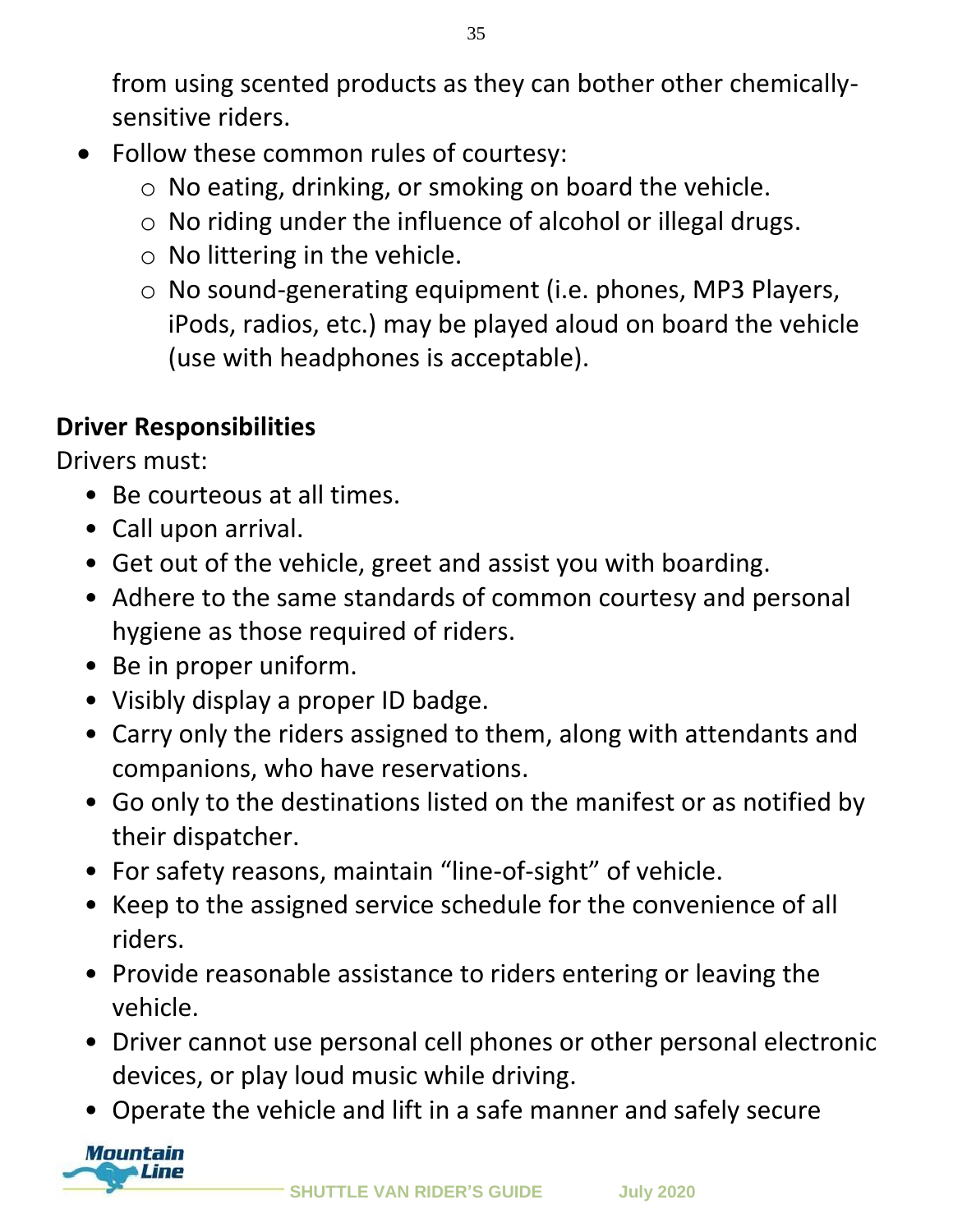from using scented products as they can bother other chemically-sensitive riders.

- Follow these common rules of courtesy:
  - No eating, drinking, or smoking on board the vehicle.
  - No riding under the influence of alcohol or illegal drugs.
  - No littering in the vehicle.
  - No sound-generating equipment (i.e. phones, MP3 Players, iPods, radios, etc.) may be played aloud on board the vehicle (use with headphones is acceptable).

**Driver Responsibilities**

Drivers must:

- Be courteous at all times.
- Call upon arrival.
- Get out of the vehicle, greet and assist you with boarding.
- Adhere to the same standards of common courtesy and personal hygiene as those required of riders.
- Be in proper uniform.
- Visibly display a proper ID badge.
- Carry only the riders assigned to them, along with attendants and companions, who have reservations.
- Go only to the destinations listed on the manifest or as notified by their dispatcher.
- For safety reasons, maintain "line-of-sight" of vehicle.
- Keep to the assigned service schedule for the convenience of all riders.
- Provide reasonable assistance to riders entering or leaving the vehicle.
- Driver cannot use personal cell phones or other personal electronic devices, or play loud music while driving.
- Operate the vehicle and lift in a safe manner and safely secure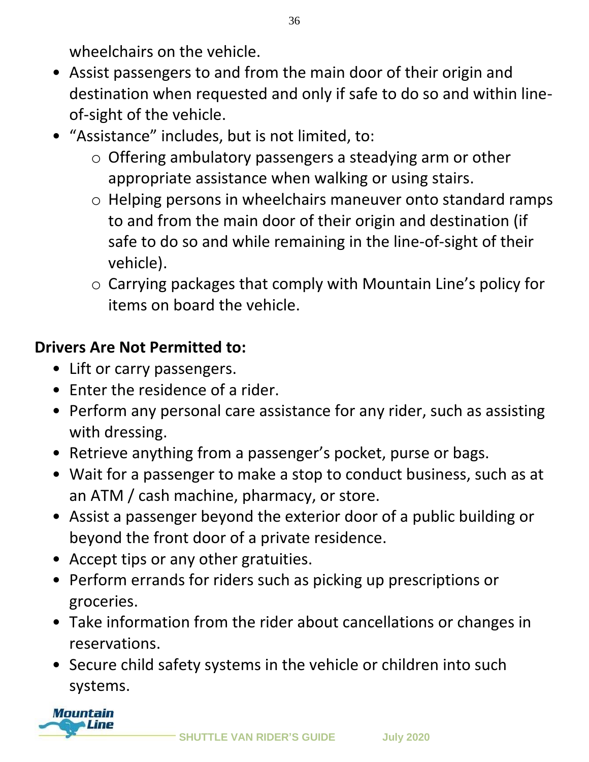wheelchairs on the vehicle.

- Assist passengers to and from the main door of their origin and destination when requested and only if safe to do so and within line-of-sight of the vehicle.
- “Assistance” includes, but is not limited, to:
    - Offering ambulatory passengers a steadying arm or other appropriate assistance when walking or using stairs.
    - Helping persons in wheelchairs maneuver onto standard ramps to and from the main door of their origin and destination (if safe to do so and while remaining in the line-of-sight of their vehicle).
    - Carrying packages that comply with Mountain Line’s policy for items on board the vehicle.

**Drivers Are Not Permitted to:**

- Lift or carry passengers.
- Enter the residence of a rider.
- Perform any personal care assistance for any rider, such as assisting with dressing.
- Retrieve anything from a passenger’s pocket, purse or bags.
- Wait for a passenger to make a stop to conduct business, such as at an ATM / cash machine, pharmacy, or store.
- Assist a passenger beyond the exterior door of a public building or beyond the front door of a private residence.
- Accept tips or any other gratuities.
- Perform errands for riders such as picking up prescriptions or groceries.
- Take information from the rider about cancellations or changes in reservations.
- Secure child safety systems in the vehicle or children into such systems.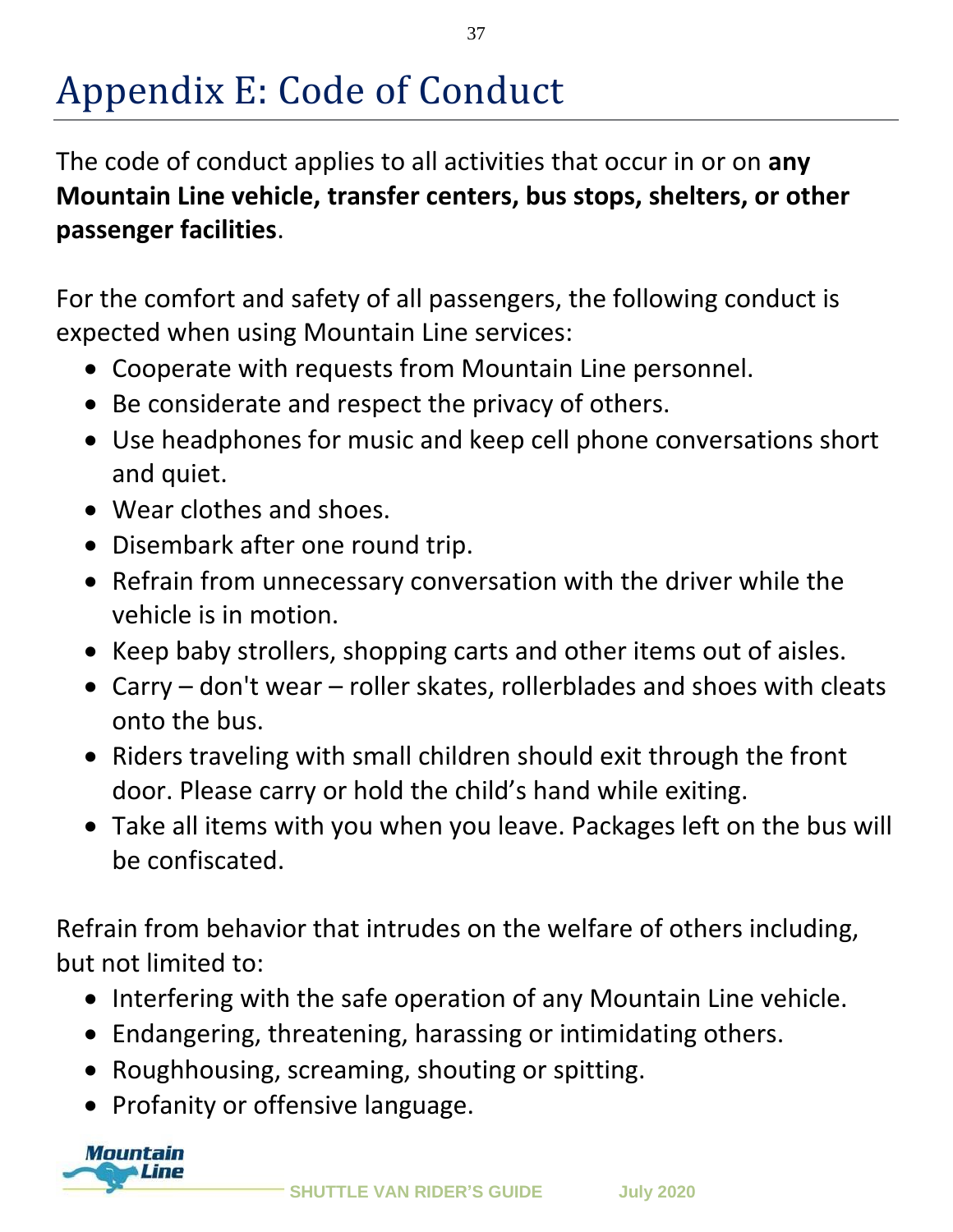# Appendix E: Code of Conduct

The code of conduct applies to all activities that occur in or on **any Mountain Line vehicle, transfer centers, bus stops, shelters, or other passenger facilities**.

For the comfort and safety of all passengers, the following conduct is expected when using Mountain Line services:

- Cooperate with requests from Mountain Line personnel.
- Be considerate and respect the privacy of others.
- Use headphones for music and keep cell phone conversations short and quiet.
- Wear clothes and shoes.
- Disembark after one round trip.
- Refrain from unnecessary conversation with the driver while the vehicle is in motion.
- Keep baby strollers, shopping carts and other items out of aisles.
- Carry – don't wear – roller skates, rollerblades and shoes with cleats onto the bus.
- Riders traveling with small children should exit through the front door. Please carry or hold the child's hand while exiting.
- Take all items with you when you leave. Packages left on the bus will be confiscated.

Refrain from behavior that intrudes on the welfare of others including, but not limited to:

- Interfering with the safe operation of any Mountain Line vehicle.
- Endangering, threatening, harassing or intimidating others.
- Roughhousing, screaming, shouting or spitting.
- Profanity or offensive language.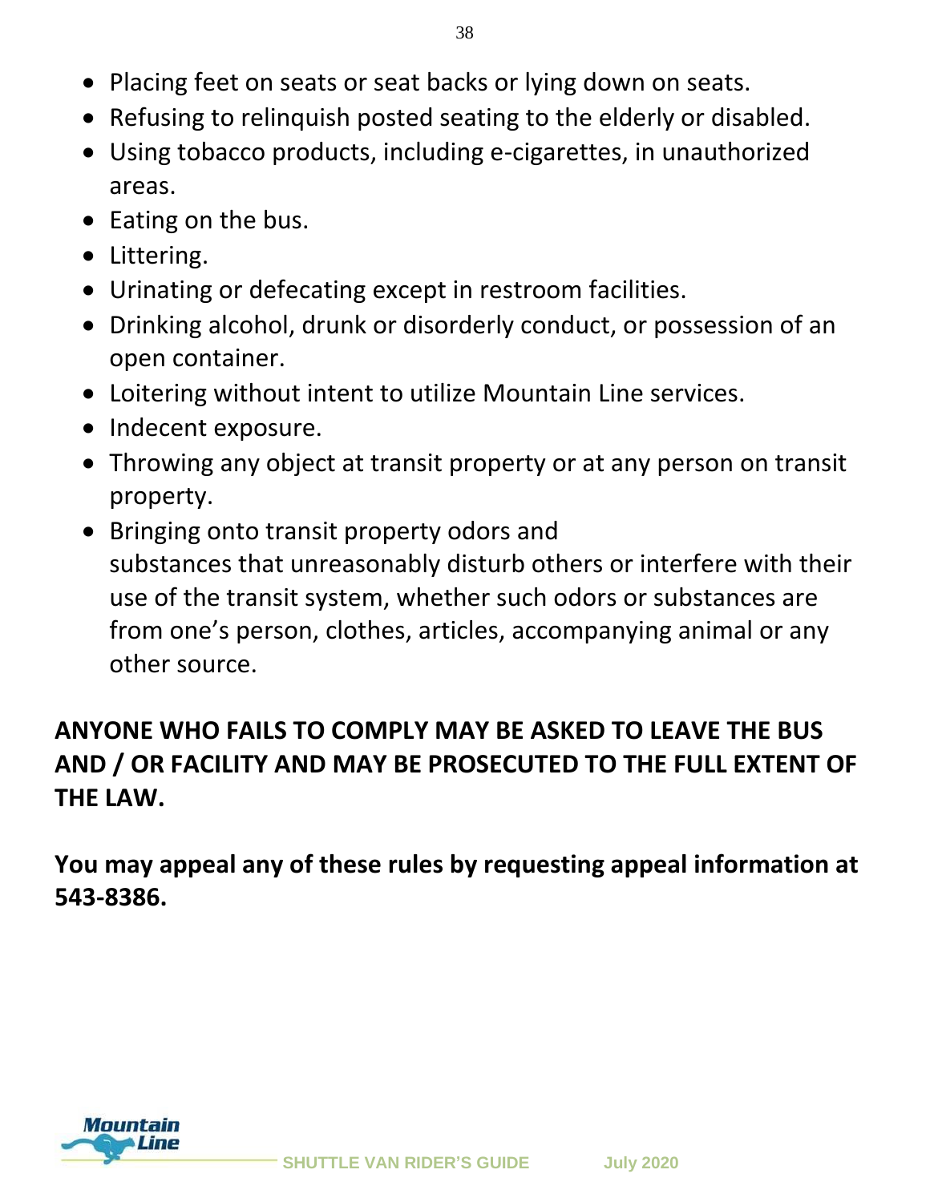- Placing feet on seats or seat backs or lying down on seats.
- Refusing to relinquish posted seating to the elderly or disabled.
- Using tobacco products, including e-cigarettes, in unauthorized areas.
- Eating on the bus.
- Littering.
- Urinating or defecating except in restroom facilities.
- Drinking alcohol, drunk or disorderly conduct, or possession of an open container.
- Loitering without intent to utilize Mountain Line services.
- Indecent exposure.
- Throwing any object at transit property or at any person on transit property.
- Bringing onto transit property odors and substances that unreasonably disturb others or interfere with their use of the transit system, whether such odors or substances are from one's person, clothes, articles, accompanying animal or any other source.

**ANYONE WHO FAILS TO COMPLY MAY BE ASKED TO LEAVE THE BUS AND / OR FACILITY AND MAY BE PROSECUTED TO THE FULL EXTENT OF THE LAW.**

**You may appeal any of these rules by requesting appeal information at 543-8386.**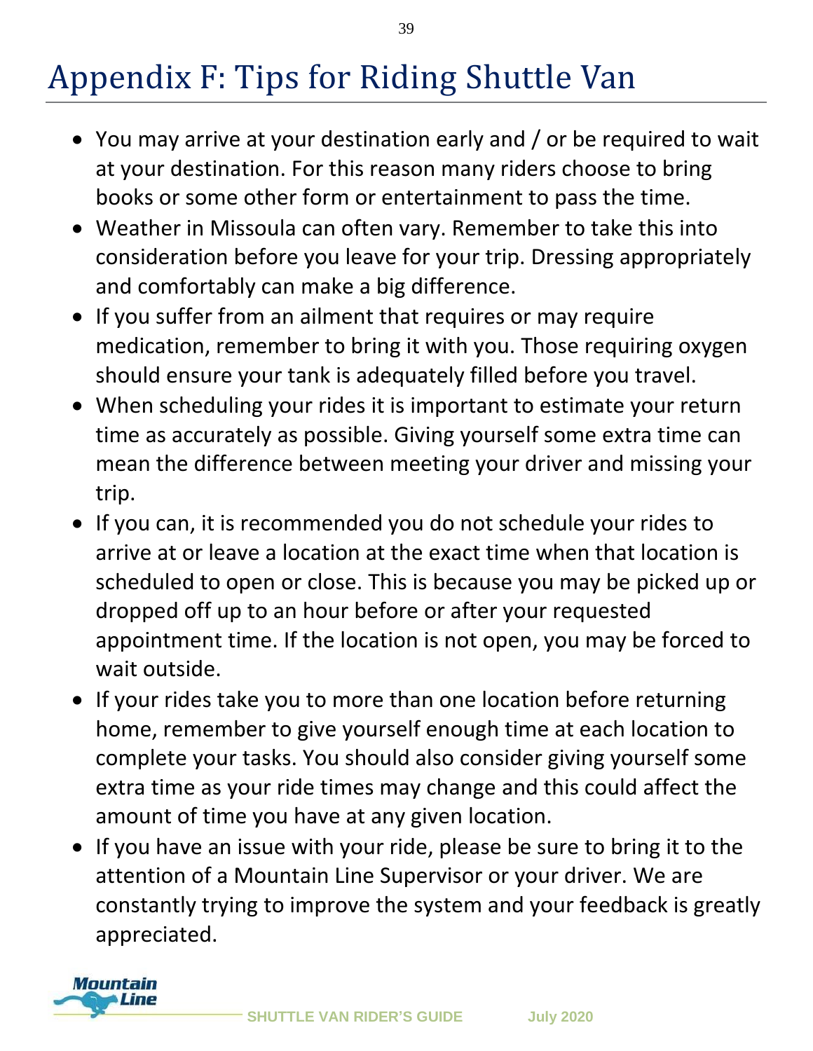# Appendix F: Tips for Riding Shuttle Van

- You may arrive at your destination early and / or be required to wait at your destination. For this reason many riders choose to bring books or some other form or entertainment to pass the time.
- Weather in Missoula can often vary. Remember to take this into consideration before you leave for your trip. Dressing appropriately and comfortably can make a big difference.
- If you suffer from an ailment that requires or may require medication, remember to bring it with you. Those requiring oxygen should ensure your tank is adequately filled before you travel.
- When scheduling your rides it is important to estimate your return time as accurately as possible. Giving yourself some extra time can mean the difference between meeting your driver and missing your trip.
- If you can, it is recommended you do not schedule your rides to arrive at or leave a location at the exact time when that location is scheduled to open or close. This is because you may be picked up or dropped off up to an hour before or after your requested appointment time. If the location is not open, you may be forced to wait outside.
- If your rides take you to more than one location before returning home, remember to give yourself enough time at each location to complete your tasks. You should also consider giving yourself some extra time as your ride times may change and this could affect the amount of time you have at any given location.
- If you have an issue with your ride, please be sure to bring it to the attention of a Mountain Line Supervisor or your driver. We are constantly trying to improve the system and your feedback is greatly appreciated.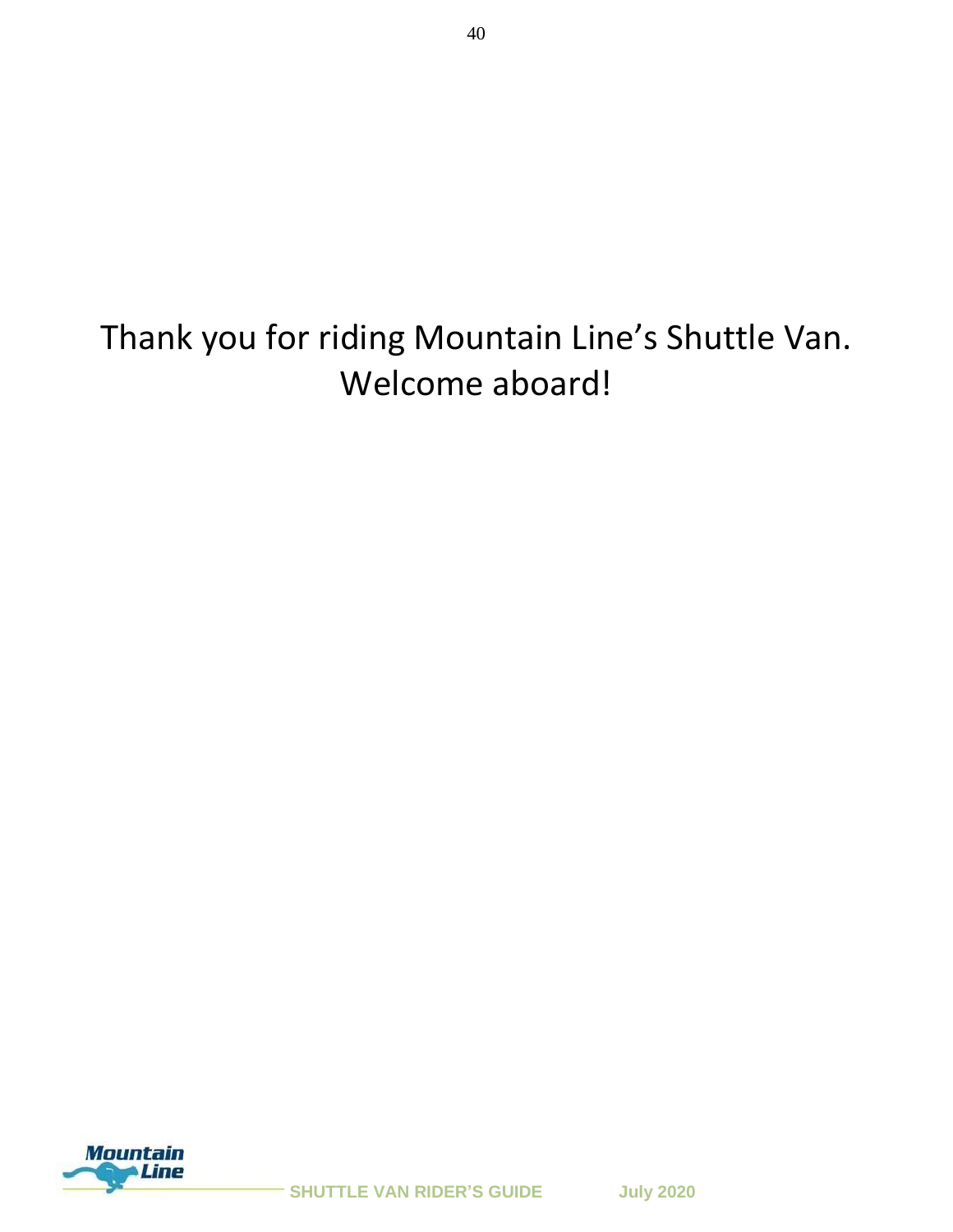Thank you for riding Mountain Line's Shuttle Van.
Welcome aboard!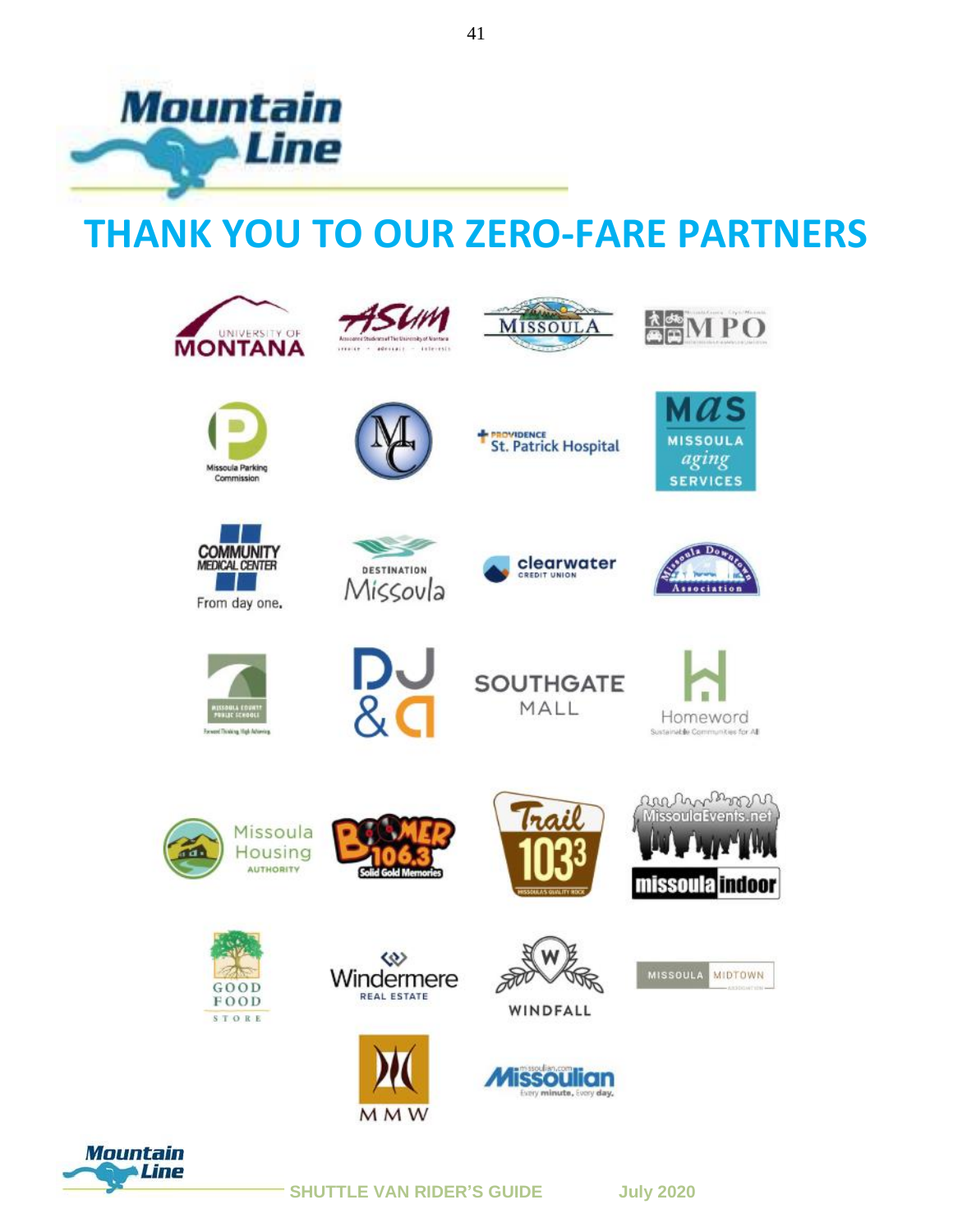# THANK YOU TO OUR ZERO-FARE PARTNERS

University of Montana

ASUM

Missoula

MPO

Missoula Parking Commission

MC

Providence St. Patrick Hospital

MAS Missoula aging services

Community Medical Center From day one.

Destination Missoula

clearwater credit union

Missoula Downtown Association

Missoula County Public Schools

DJ&A

Southgate Mall

Homeword Sustainable Communities for All

Missoula Housing Authority

Boomer 106.3 Solid Gold Memories

Trail 103.3

MissoulaEvents.net missoula indoor

Good Food Store

Windermere Real Estate

Windfall

Missoula Midtown

MMW

Missoulian Every minute. Every day.